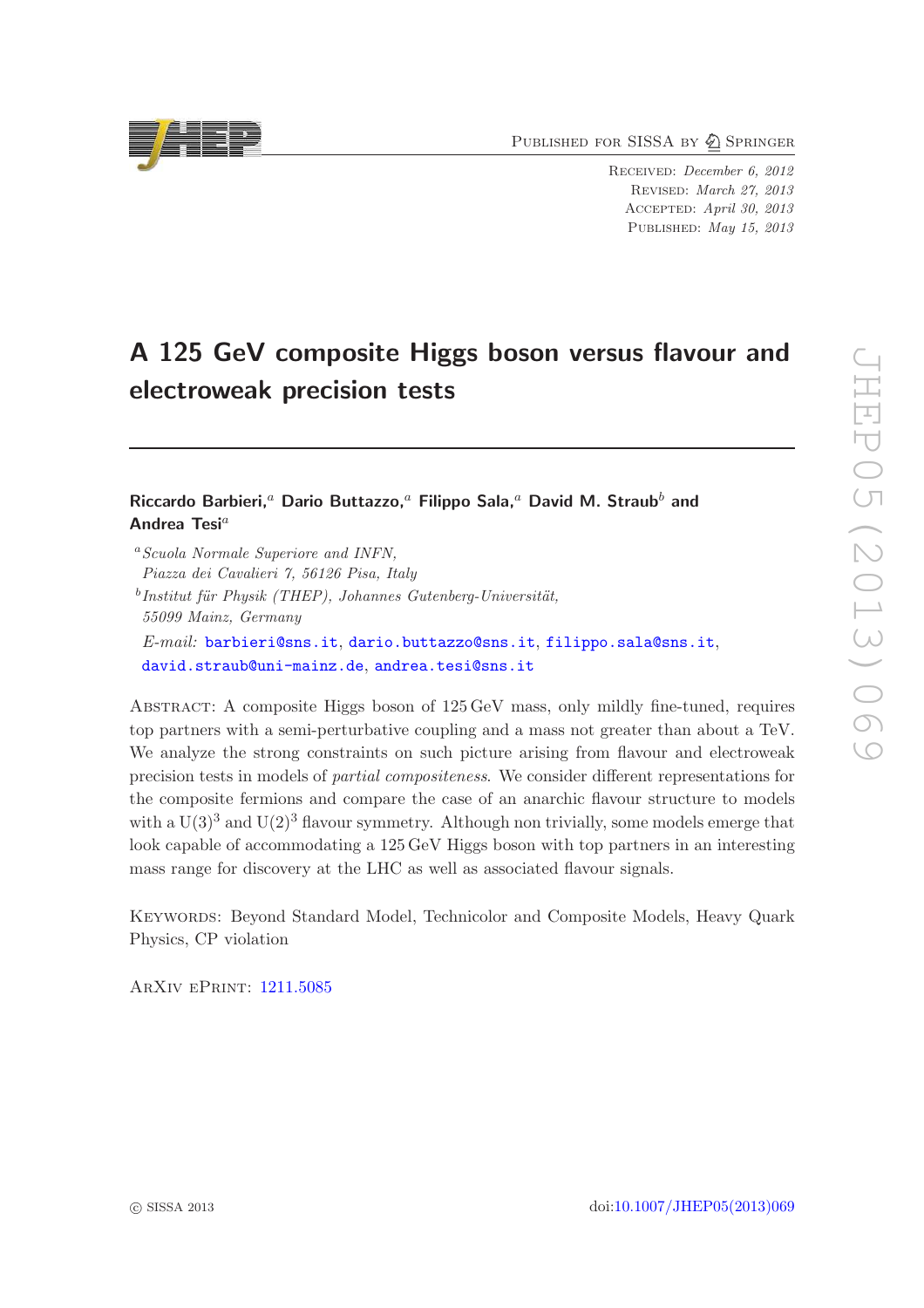Published for SISSA by Springer

Received: *December 6, 2012*
Revised: *March 27, 2013*
Accepted: *April 30, 2013*
Published: *May 15, 2013*

# A 125 GeV composite Higgs boson versus flavour and electroweak precision tests

**Riccardo Barbieri,[a] Dario Buttazzo,[a] Filippo Sala,[a] David M. Straub[b] and Andrea Tesi[a]**

[a] *Scuola Normale Superiore and INFN, Piazza dei Cavalieri 7, 56126 Pisa, Italy*

[b] *Institut für Physik (THEP), Johannes Gutenberg-Universität, 55099 Mainz, Germany*

*E-mail:* barbieri@sns.it, dario.buttazzo@sns.it, filippo.sala@sns.it, david.straub@uni-mainz.de, andrea.tesi@sns.it

Abstract: A composite Higgs boson of 125 GeV mass, only mildly fine-tuned, requires top partners with a semi-perturbative coupling and a mass not greater than about a TeV. We analyze the strong constraints on such picture arising from flavour and electroweak precision tests in models of *partial compositeness*. We consider different representations for the composite fermions and compare the case of an anarchic flavour structure to models with a $\mathrm{U}(3)^3$ and $\mathrm{U}(2)^3$ flavour symmetry. Although non trivially, some models emerge that look capable of accommodating a 125 GeV Higgs boson with top partners in an interesting mass range for discovery at the LHC as well as associated flavour signals.

Keywords: Beyond Standard Model, Technicolor and Composite Models, Heavy Quark Physics, CP violation

ArXiv ePrint: 1211.5085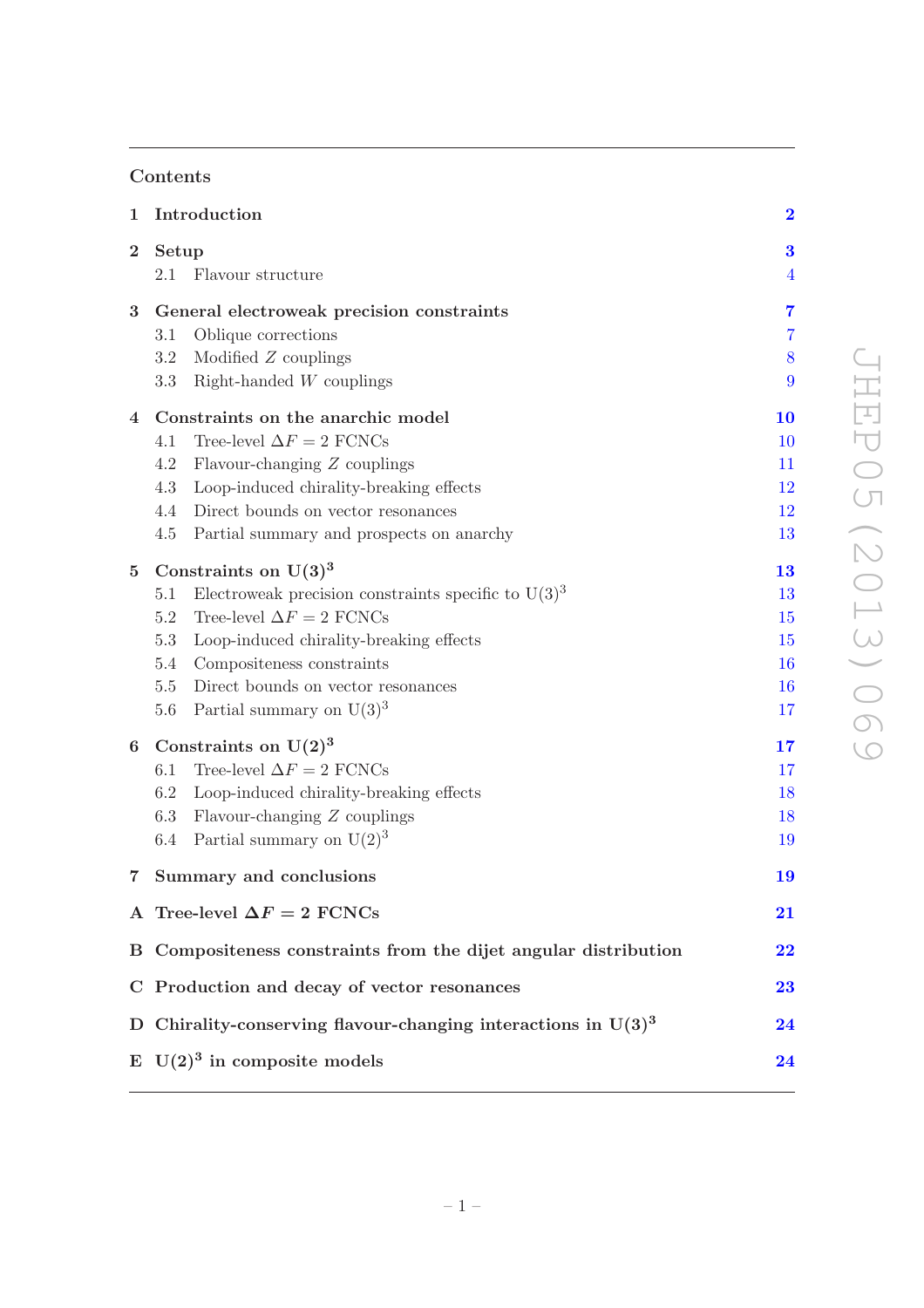## Contents

| | | |
|---|---|---|
| **1** | **Introduction** | **2** |
| **2** | **Setup** | **3** |
| | 2.1 Flavour structure | 4 |
| **3** | **General electroweak precision constraints** | **7** |
| | 3.1 Oblique corrections | 7 |
| | 3.2 Modified $Z$ couplings | 8 |
| | 3.3 Right-handed $W$ couplings | 9 |
| **4** | **Constraints on the anarchic model** | **10** |
| | 4.1 Tree-level $\Delta F = 2$ FCNCs | 10 |
| | 4.2 Flavour-changing $Z$ couplings | 11 |
| | 4.3 Loop-induced chirality-breaking effects | 12 |
| | 4.4 Direct bounds on vector resonances | 12 |
| | 4.5 Partial summary and prospects on anarchy | 13 |
| **5** | **Constraints on $\mathrm{U}(3)^3$** | **13** |
| | 5.1 Electroweak precision constraints specific to $\mathrm{U}(3)^3$ | 13 |
| | 5.2 Tree-level $\Delta F = 2$ FCNCs | 15 |
| | 5.3 Loop-induced chirality-breaking effects | 15 |
| | 5.4 Compositeness constraints | 16 |
| | 5.5 Direct bounds on vector resonances | 16 |
| | 5.6 Partial summary on $\mathrm{U}(3)^3$ | 17 |
| **6** | **Constraints on $\mathrm{U}(2)^3$** | **17** |
| | 6.1 Tree-level $\Delta F = 2$ FCNCs | 17 |
| | 6.2 Loop-induced chirality-breaking effects | 18 |
| | 6.3 Flavour-changing $Z$ couplings | 18 |
| | 6.4 Partial summary on $\mathrm{U}(2)^3$ | 19 |
| **7** | **Summary and conclusions** | **19** |
| **A** | **Tree-level $\Delta F = 2$ FCNCs** | **21** |
| **B** | **Compositeness constraints from the dijet angular distribution** | **22** |
| **C** | **Production and decay of vector resonances** | **23** |
| **D** | **Chirality-conserving flavour-changing interactions in $\mathrm{U}(3)^3$** | **24** |
| **E** | **$\mathrm{U}(2)^3$ in composite models** | **24** |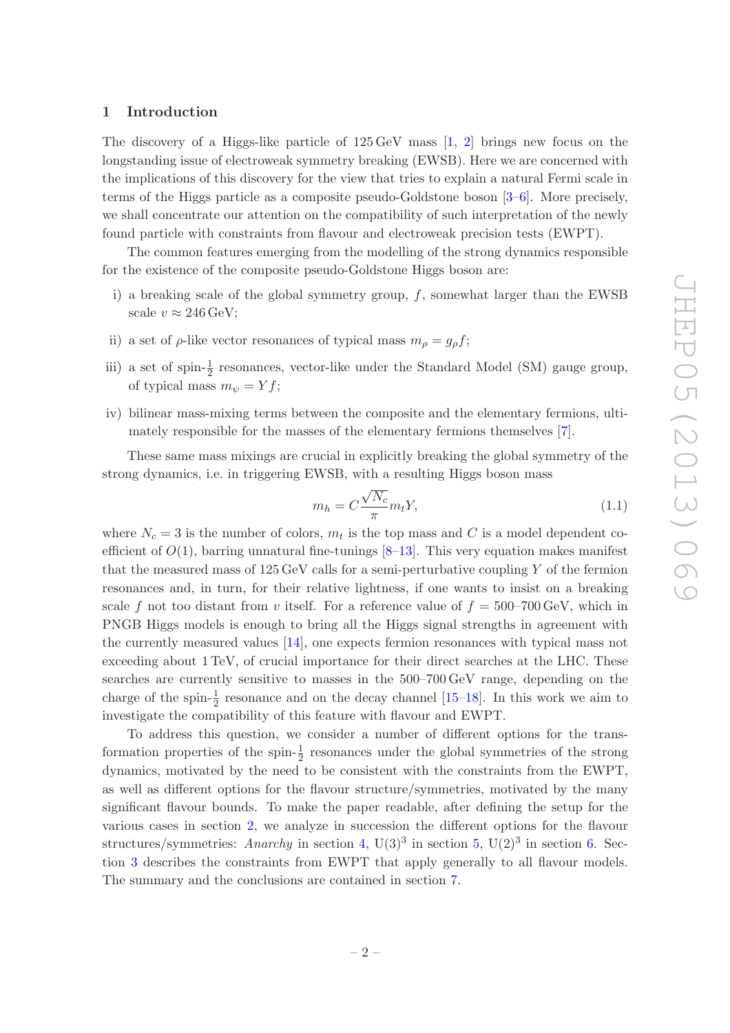## 1 Introduction

The discovery of a Higgs-like particle of 125 GeV mass [1, 2] brings new focus on the longstanding issue of electroweak symmetry breaking (EWSB). Here we are concerned with the implications of this discovery for the view that tries to explain a natural Fermi scale in terms of the Higgs particle as a composite pseudo-Goldstone boson [3–6]. More precisely, we shall concentrate our attention on the compatibility of such interpretation of the newly found particle with constraints from flavour and electroweak precision tests (EWPT).

The common features emerging from the modelling of the strong dynamics responsible for the existence of the composite pseudo-Goldstone Higgs boson are:

i) a breaking scale of the global symmetry group, $f$, somewhat larger than the EWSB scale $v \approx 246\,\text{GeV}$;

ii) a set of $\rho$-like vector resonances of typical mass $m_\rho = g_\rho f$;

iii) a set of spin-$\frac{1}{2}$ resonances, vector-like under the Standard Model (SM) gauge group, of typical mass $m_\psi = Y f$;

iv) bilinear mass-mixing terms between the composite and the elementary fermions, ultimately responsible for the masses of the elementary fermions themselves [7].

These same mass mixings are crucial in explicitly breaking the global symmetry of the strong dynamics, i.e. in triggering EWSB, with a resulting Higgs boson mass

$$m_h = C\frac{\sqrt{N_c}}{\pi} m_t Y, \tag{1.1}$$

where $N_c = 3$ is the number of colors, $m_t$ is the top mass and $C$ is a model dependent coefficient of $O(1)$, barring unnatural fine-tunings [8–13]. This very equation makes manifest that the measured mass of 125 GeV calls for a semi-perturbative coupling $Y$ of the fermion resonances and, in turn, for their relative lightness, if one wants to insist on a breaking scale $f$ not too distant from $v$ itself. For a reference value of $f = 500$–$700\,\text{GeV}$, which in PNGB Higgs models is enough to bring all the Higgs signal strengths in agreement with the currently measured values [14], one expects fermion resonances with typical mass not exceeding about 1 TeV, of crucial importance for their direct searches at the LHC. These searches are currently sensitive to masses in the 500–700 GeV range, depending on the charge of the spin-$\frac{1}{2}$ resonance and on the decay channel [15–18]. In this work we aim to investigate the compatibility of this feature with flavour and EWPT.

To address this question, we consider a number of different options for the transformation properties of the spin-$\frac{1}{2}$ resonances under the global symmetries of the strong dynamics, motivated by the need to be consistent with the constraints from the EWPT, as well as different options for the flavour structure/symmetries, motivated by the many significant flavour bounds. To make the paper readable, after defining the setup for the various cases in section 2, we analyze in succession the different options for the flavour structures/symmetries: *Anarchy* in section 4, $\text{U}(3)^3$ in section 5, $\text{U}(2)^3$ in section 6. Section 3 describes the constraints from EWPT that apply generally to all flavour models. The summary and the conclusions are contained in section 7.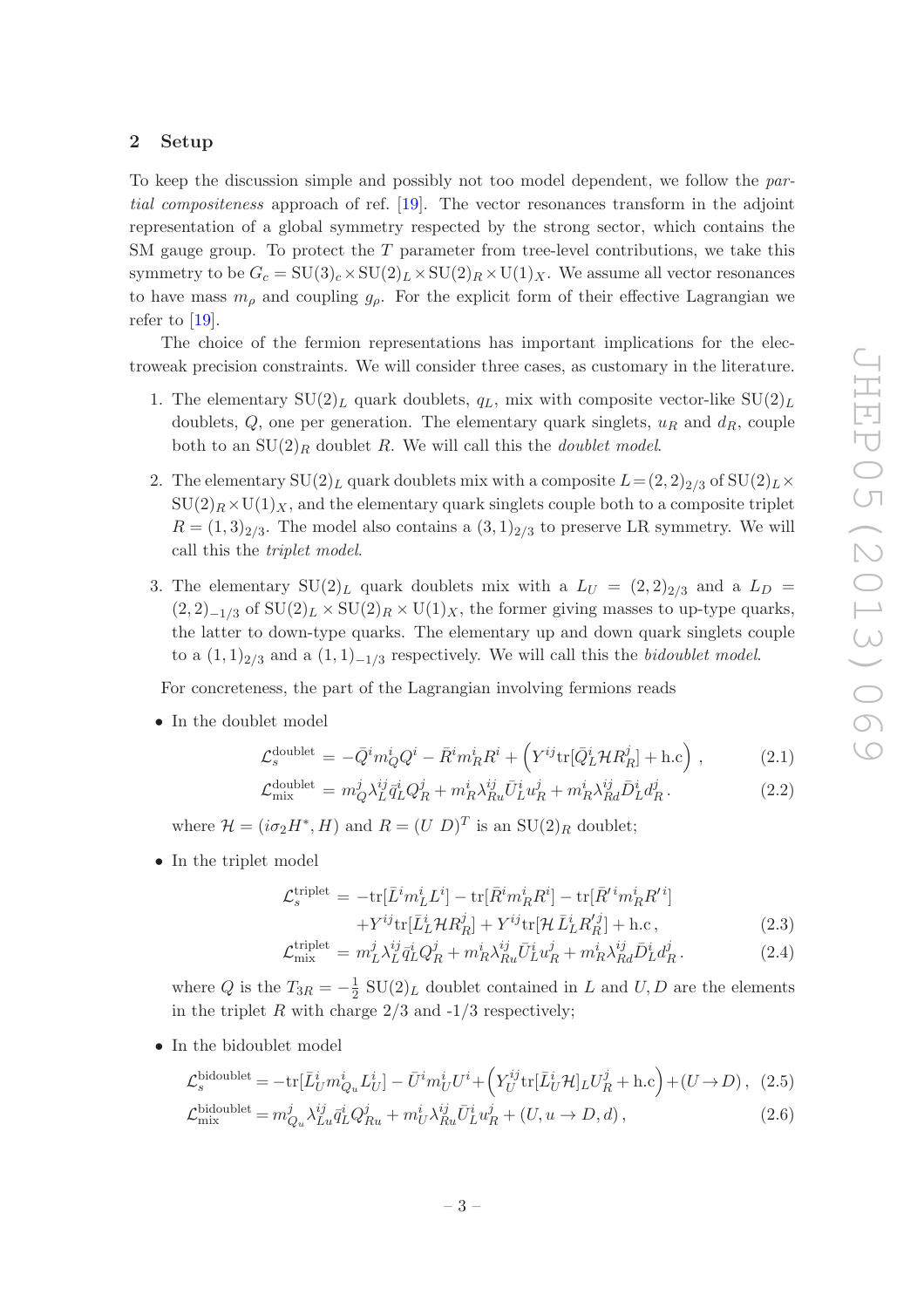## 2 Setup

To keep the discussion simple and possibly not too model dependent, we follow the *partial compositeness* approach of ref. [19]. The vector resonances transform in the adjoint representation of a global symmetry respected by the strong sector, which contains the SM gauge group. To protect the $T$ parameter from tree-level contributions, we take this symmetry to be $G_c = \mathrm{SU}(3)_c \times \mathrm{SU}(2)_L \times \mathrm{SU}(2)_R \times \mathrm{U}(1)_X$. We assume all vector resonances to have mass $m_\rho$ and coupling $g_\rho$. For the explicit form of their effective Lagrangian we refer to [19].

The choice of the fermion representations has important implications for the electroweak precision constraints. We will consider three cases, as customary in the literature.

1. The elementary $\mathrm{SU}(2)_L$ quark doublets, $q_L$, mix with composite vector-like $\mathrm{SU}(2)_L$ doublets, $Q$, one per generation. The elementary quark singlets, $u_R$ and $d_R$, couple both to an $\mathrm{SU}(2)_R$ doublet $R$. We will call this the *doublet model*.
2. The elementary $\mathrm{SU}(2)_L$ quark doublets mix with a composite $L = (2,2)_{2/3}$ of $\mathrm{SU}(2)_L \times \mathrm{SU}(2)_R \times \mathrm{U}(1)_X$, and the elementary quark singlets couple both to a composite triplet $R = (1,3)_{2/3}$. The model also contains a $(3,1)_{2/3}$ to preserve LR symmetry. We will call this the *triplet model*.
3. The elementary $\mathrm{SU}(2)_L$ quark doublets mix with a $L_U = (2,2)_{2/3}$ and a $L_D = (2,2)_{-1/3}$ of $\mathrm{SU}(2)_L \times \mathrm{SU}(2)_R \times \mathrm{U}(1)_X$, the former giving masses to up-type quarks, the latter to down-type quarks. The elementary up and down quark singlets couple to a $(1,1)_{2/3}$ and a $(1,1)_{-1/3}$ respectively. We will call this the *bidoublet model*.

For concreteness, the part of the Lagrangian involving fermions reads

- In the doublet model

$$\mathcal{L}_s^{\text{doublet}} = -\bar{Q}^i m_Q^i Q^i - \bar{R}^i m_R^i R^i + \left( Y^{ij} \mathrm{tr}[\bar{Q}_L^i \mathcal{H} R_R^j] + \text{h.c} \right) , \tag{2.1}$$

$$\mathcal{L}_{\text{mix}}^{\text{doublet}} = m_Q^j \lambda_L^{ij} \bar{q}_L^i Q_R^j + m_R^i \lambda_{Ru}^{ij} \bar{U}_L^i u_R^j + m_R^i \lambda_{Rd}^{ij} \bar{D}_L^i d_R^j . \tag{2.2}$$

where $\mathcal{H} = (i\sigma_2 H^*, H)$ and $R = (U \; D)^T$ is an $\mathrm{SU}(2)_R$ doublet;

- In the triplet model

$$\begin{aligned}\mathcal{L}_s^{\text{triplet}} = & -\mathrm{tr}[\bar{L}^i m_L^i L^i] - \mathrm{tr}[\bar{R}^i m_R^i R^i] - \mathrm{tr}[\bar{R}'^i m_R^i R'^i] \\ & + Y^{ij} \mathrm{tr}[\bar{L}_L^i \mathcal{H} R_R^j] + Y^{ij} \mathrm{tr}[\mathcal{H}\, \bar{L}_L^i R_R'^j] + \text{h.c} ,\end{aligned} \tag{2.3}$$

$$\mathcal{L}_{\text{mix}}^{\text{triplet}} = m_L^j \lambda_L^{ij} \bar{q}_L^i Q_R^j + m_R^i \lambda_{Ru}^{ij} \bar{U}_L^i u_R^j + m_R^i \lambda_{Rd}^{ij} \bar{D}_L^i d_R^j . \tag{2.4}$$

where $Q$ is the $T_{3R} = -\frac{1}{2}$ $\mathrm{SU}(2)_L$ doublet contained in $L$ and $U, D$ are the elements in the triplet $R$ with charge 2/3 and -1/3 respectively;

- In the bidoublet model

$$\mathcal{L}_s^{\text{bidoublet}} = -\mathrm{tr}[\bar{L}_U^i m_{Q_u}^i L_U^i] - \bar{U}^i m_U^i U^i + \left( Y_U^{ij} \mathrm{tr}[\bar{L}_U^i \mathcal{H}]_L U_R^j + \text{h.c} \right) + (U \to D) , \tag{2.5}$$

$$\mathcal{L}_{\text{mix}}^{\text{bidoublet}} = m_{Q_u}^j \lambda_{Lu}^{ij} \bar{q}_L^i Q_{Ru}^j + m_U^i \lambda_{Ru}^{ij} \bar{U}_L^i u_R^j + (U, u \to D, d) , \tag{2.6}$$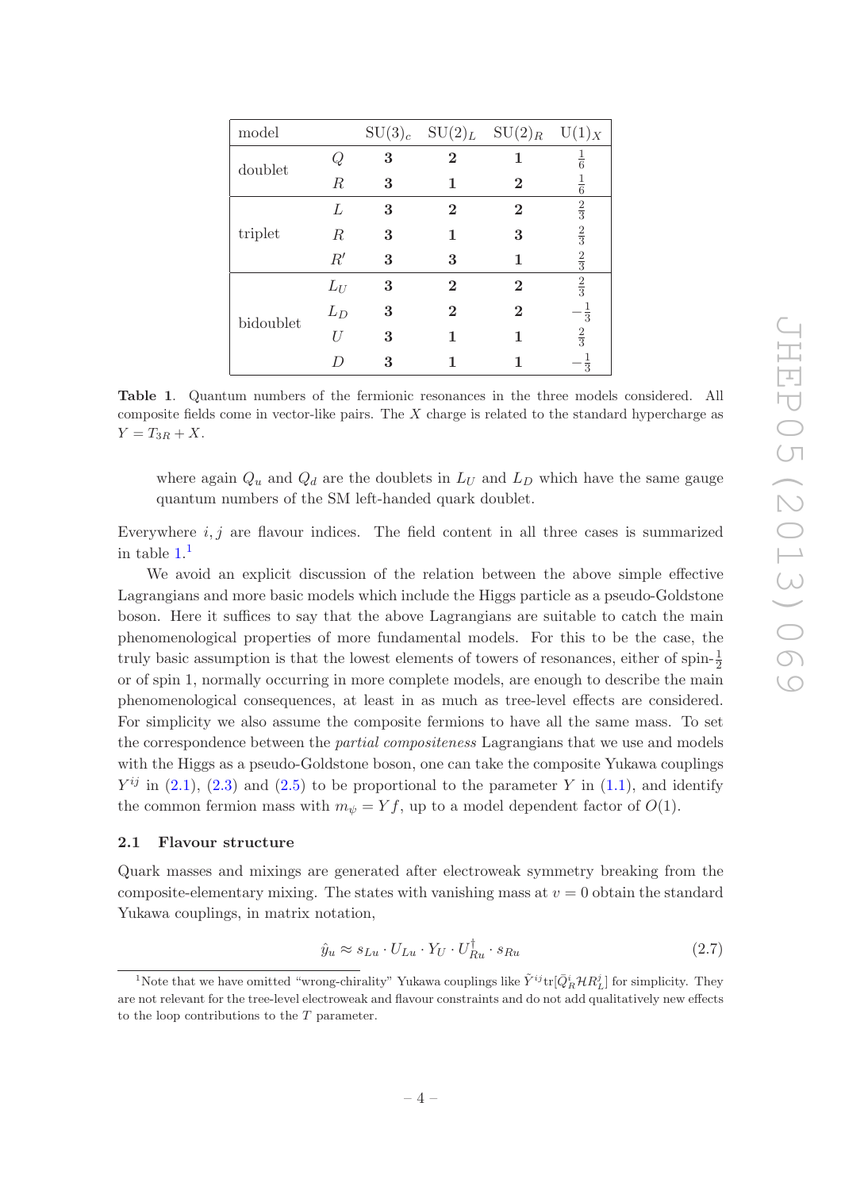| model | | $SU(3)_c$ | $SU(2)_L$ | $SU(2)_R$ | $U(1)_X$ |
|---|---|---|---|---|---|
| doublet | $Q$ | $\mathbf{3}$ | $\mathbf{2}$ | $\mathbf{1}$ | $\frac{1}{6}$ |
| | $R$ | $\mathbf{3}$ | $\mathbf{1}$ | $\mathbf{2}$ | $\frac{1}{6}$ |
| triplet | $L$ | $\mathbf{3}$ | $\mathbf{2}$ | $\mathbf{2}$ | $\frac{2}{3}$ |
| | $R$ | $\mathbf{3}$ | $\mathbf{1}$ | $\mathbf{3}$ | $\frac{2}{3}$ |
| | $R'$ | $\mathbf{3}$ | $\mathbf{3}$ | $\mathbf{1}$ | $\frac{2}{3}$ |
| bidoublet | $L_U$ | $\mathbf{3}$ | $\mathbf{2}$ | $\mathbf{2}$ | $\frac{2}{3}$ |
| | $L_D$ | $\mathbf{3}$ | $\mathbf{2}$ | $\mathbf{2}$ | $-\frac{1}{3}$ |
| | $U$ | $\mathbf{3}$ | $\mathbf{1}$ | $\mathbf{1}$ | $\frac{2}{3}$ |
| | $D$ | $\mathbf{3}$ | $\mathbf{1}$ | $\mathbf{1}$ | $-\frac{1}{3}$ |

**Table 1**. Quantum numbers of the fermionic resonances in the three models considered. All composite fields come in vector-like pairs. The $X$ charge is related to the standard hypercharge as $Y = T_{3R} + X$.

where again $Q_u$ and $Q_d$ are the doublets in $L_U$ and $L_D$ which have the same gauge quantum numbers of the SM left-handed quark doublet.

Everywhere $i, j$ are flavour indices. The field content in all three cases is summarized in table 1.[1]

We avoid an explicit discussion of the relation between the above simple effective Lagrangians and more basic models which include the Higgs particle as a pseudo-Goldstone boson. Here it suffices to say that the above Lagrangians are suitable to catch the main phenomenological properties of more fundamental models. For this to be the case, the truly basic assumption is that the lowest elements of towers of resonances, either of spin-$\frac{1}{2}$ or of spin 1, normally occurring in more complete models, are enough to describe the main phenomenological consequences, at least in as much as tree-level effects are considered. For simplicity we also assume the composite fermions to have all the same mass. To set the correspondence between the *partial compositeness* Lagrangians that we use and models with the Higgs as a pseudo-Goldstone boson, one can take the composite Yukawa couplings $Y^{ij}$ in (2.1), (2.3) and (2.5) to be proportional to the parameter $Y$ in (1.1), and identify the common fermion mass with $m_\psi = Yf$, up to a model dependent factor of $O(1)$.

## 2.1 Flavour structure

Quark masses and mixings are generated after electroweak symmetry breaking from the composite-elementary mixing. The states with vanishing mass at $v = 0$ obtain the standard Yukawa couplings, in matrix notation,

$$\hat{y}_u \approx s_{Lu} \cdot U_{Lu} \cdot Y_U \cdot U^\dagger_{Ru} \cdot s_{Ru} \tag{2.7}$$

[1] Note that we have omitted "wrong-chirality" Yukawa couplings like $\tilde{Y}^{ij}\text{tr}[\bar{Q}^i_R \mathcal{H} R^j_L]$ for simplicity. They are not relevant for the tree-level electroweak and flavour constraints and do not add qualitatively new effects to the loop contributions to the $T$ parameter.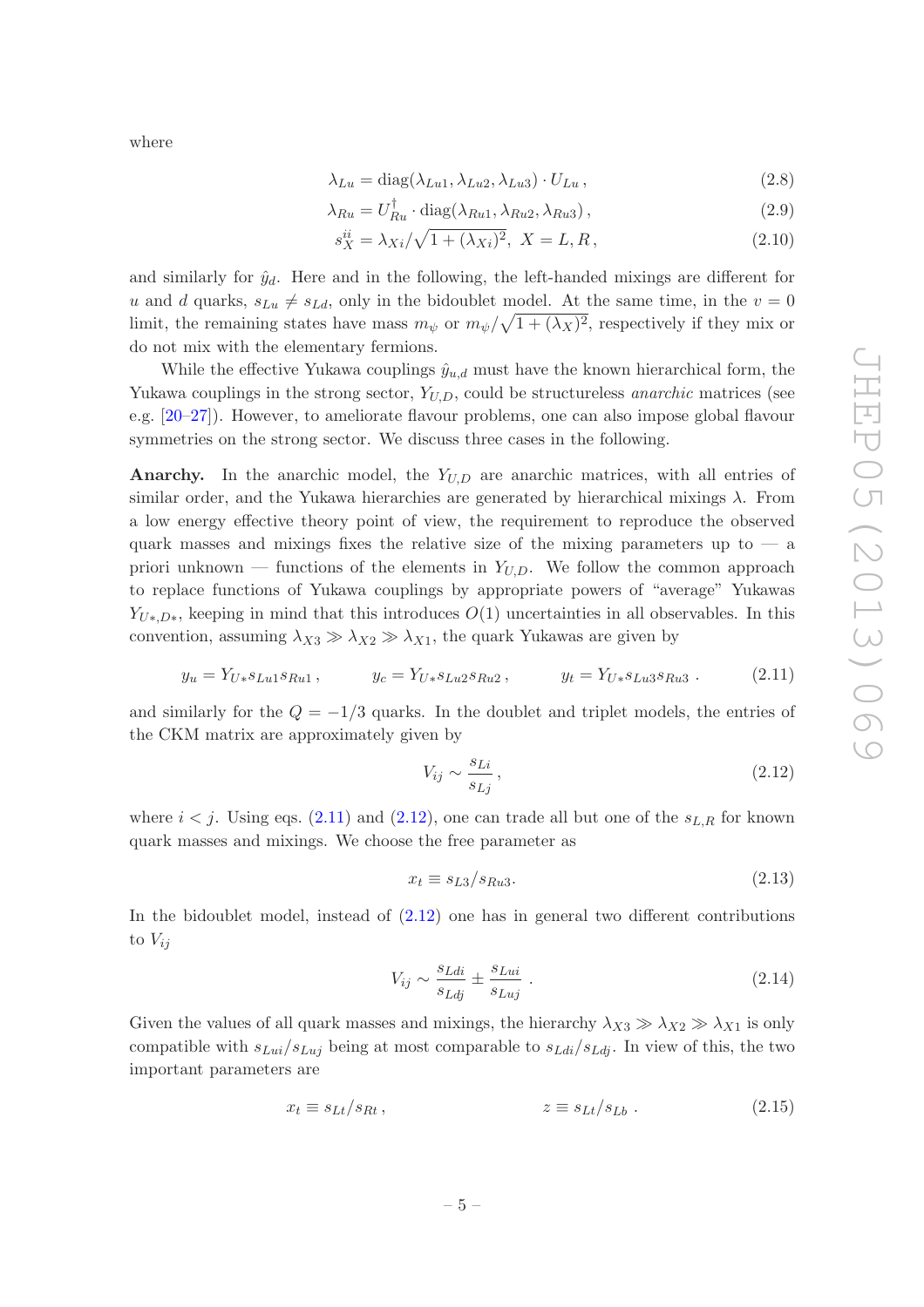where

$$\lambda_{Lu} = \mathrm{diag}(\lambda_{Lu1}, \lambda_{Lu2}, \lambda_{Lu3}) \cdot U_{Lu}\,, \tag{2.8}$$

$$\lambda_{Ru} = U_{Ru}^{\dagger} \cdot \mathrm{diag}(\lambda_{Ru1}, \lambda_{Ru2}, \lambda_{Ru3})\,, \tag{2.9}$$

$$s_X^{ii} = \lambda_{Xi}/\sqrt{1+(\lambda_{Xi})^2},\ X = L, R\,, \tag{2.10}$$

and similarly for $\hat{y}_d$. Here and in the following, the left-handed mixings are different for $u$ and $d$ quarks, $s_{Lu} \neq s_{Ld}$, only in the bidoublet model. At the same time, in the $v = 0$ limit, the remaining states have mass $m_\psi$ or $m_\psi/\sqrt{1+(\lambda_X)^2}$, respectively if they mix or do not mix with the elementary fermions.

While the effective Yukawa couplings $\hat{y}_{u,d}$ must have the known hierarchical form, the Yukawa couplings in the strong sector, $Y_{U,D}$, could be structureless *anarchic* matrices (see e.g. [20–27]). However, to ameliorate flavour problems, one can also impose global flavour symmetries on the strong sector. We discuss three cases in the following.

**Anarchy.** In the anarchic model, the $Y_{U,D}$ are anarchic matrices, with all entries of similar order, and the Yukawa hierarchies are generated by hierarchical mixings $\lambda$. From a low energy effective theory point of view, the requirement to reproduce the observed quark masses and mixings fixes the relative size of the mixing parameters up to — a priori unknown — functions of the elements in $Y_{U,D}$. We follow the common approach to replace functions of Yukawa couplings by appropriate powers of "average" Yukawas $Y_{U*,D*}$, keeping in mind that this introduces $O(1)$ uncertainties in all observables. In this convention, assuming $\lambda_{X3} \gg \lambda_{X2} \gg \lambda_{X1}$, the quark Yukawas are given by

$$y_u = Y_{U*} s_{Lu1} s_{Ru1}\,, \qquad y_c = Y_{U*} s_{Lu2} s_{Ru2}\,, \qquad y_t = Y_{U*} s_{Lu3} s_{Ru3}\,. \tag{2.11}$$

and similarly for the $Q = -1/3$ quarks. In the doublet and triplet models, the entries of the CKM matrix are approximately given by

$$V_{ij} \sim \frac{s_{Li}}{s_{Lj}}\,, \tag{2.12}$$

where $i < j$. Using eqs. (2.11) and (2.12), one can trade all but one of the $s_{L,R}$ for known quark masses and mixings. We choose the free parameter as

$$x_t \equiv s_{L3}/s_{Ru3}. \tag{2.13}$$

In the bidoublet model, instead of (2.12) one has in general two different contributions to $V_{ij}$

$$V_{ij} \sim \frac{s_{Ldi}}{s_{Ldj}} \pm \frac{s_{Lui}}{s_{Luj}}\,. \tag{2.14}$$

Given the values of all quark masses and mixings, the hierarchy $\lambda_{X3} \gg \lambda_{X2} \gg \lambda_{X1}$ is only compatible with $s_{Lui}/s_{Luj}$ being at most comparable to $s_{Ldi}/s_{Ldj}$. In view of this, the two important parameters are

$$x_t \equiv s_{Lt}/s_{Rt}\,, \qquad\qquad z \equiv s_{Lt}/s_{Lb}\,. \tag{2.15}$$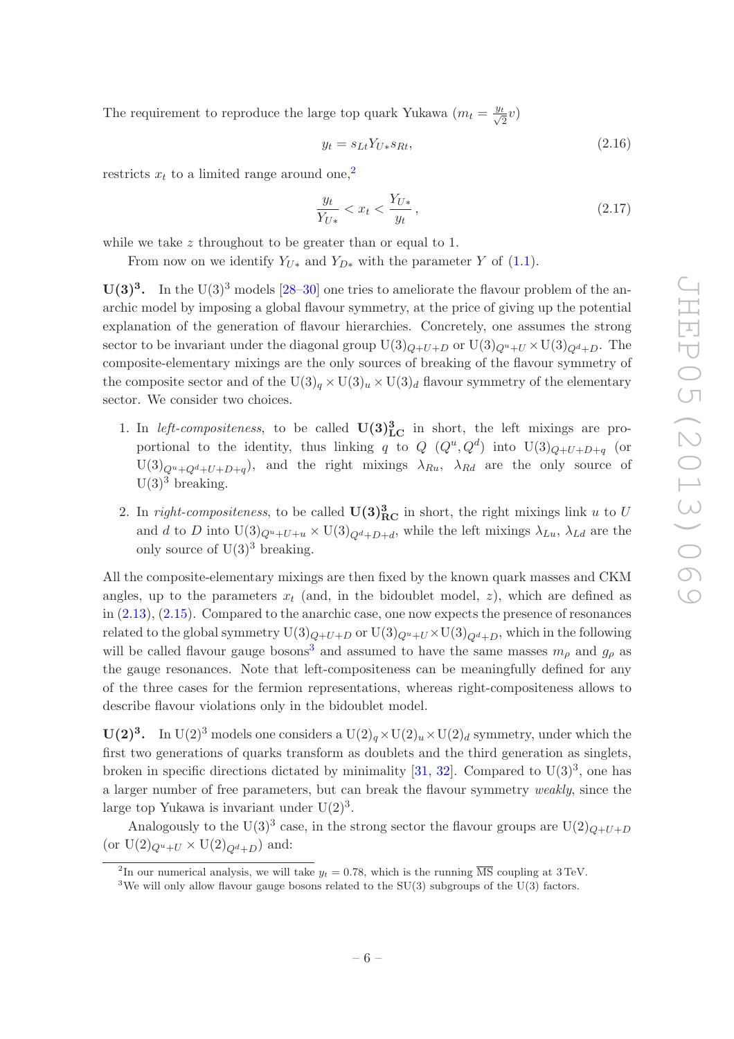The requirement to reproduce the large top quark Yukawa ($m_t = \frac{y_t}{\sqrt{2}} v$)

$$y_t = s_{Lt} Y_{U*} s_{Rt}, \tag{2.16}$$

restricts $x_t$ to a limited range around one,[2]

$$\frac{y_t}{Y_{U*}} < x_t < \frac{Y_{U*}}{y_t}, \tag{2.17}$$

while we take $z$ throughout to be greater than or equal to 1.

From now on we identify $Y_{U*}$ and $Y_{D*}$ with the parameter $Y$ of (1.1).

**$\mathbf{U(3)^3}$.** In the $\mathrm{U}(3)^3$ models [28–30] one tries to ameliorate the flavour problem of the anarchic model by imposing a global flavour symmetry, at the price of giving up the potential explanation of the generation of flavour hierarchies. Concretely, one assumes the strong sector to be invariant under the diagonal group $\mathrm{U}(3)_{Q+U+D}$ or $\mathrm{U}(3)_{Q^u+U} \times \mathrm{U}(3)_{Q^d+D}$. The composite-elementary mixings are the only sources of breaking of the flavour symmetry of the composite sector and of the $\mathrm{U}(3)_q \times \mathrm{U}(3)_u \times \mathrm{U}(3)_d$ flavour symmetry of the elementary sector. We consider two choices.

1. In *left-compositeness*, to be called $\mathbf{U(3)^3_{LC}}$ in short, the left mixings are proportional to the identity, thus linking $q$ to $Q$ ($Q^u, Q^d$) into $\mathrm{U}(3)_{Q+U+D+q}$ (or $\mathrm{U}(3)_{Q^u+Q^d+U+D+q}$), and the right mixings $\lambda_{Ru}$, $\lambda_{Rd}$ are the only source of $\mathrm{U}(3)^3$ breaking.

2. In *right-compositeness*, to be called $\mathbf{U(3)^3_{RC}}$ in short, the right mixings link $u$ to $U$ and $d$ to $D$ into $\mathrm{U}(3)_{Q^u+U+u} \times \mathrm{U}(3)_{Q^d+D+d}$, while the left mixings $\lambda_{Lu}$, $\lambda_{Ld}$ are the only source of $\mathrm{U}(3)^3$ breaking.

All the composite-elementary mixings are then fixed by the known quark masses and CKM angles, up to the parameters $x_t$ (and, in the bidoublet model, $z$), which are defined as in (2.13), (2.15). Compared to the anarchic case, one now expects the presence of resonances related to the global symmetry $\mathrm{U}(3)_{Q+U+D}$ or $\mathrm{U}(3)_{Q^u+U} \times \mathrm{U}(3)_{Q^d+D}$, which in the following will be called flavour gauge bosons[3] and assumed to have the same masses $m_\rho$ and $g_\rho$ as the gauge resonances. Note that left-compositeness can be meaningfully defined for any of the three cases for the fermion representations, whereas right-compositeness allows to describe flavour violations only in the bidoublet model.

**$\mathbf{U(2)^3}$.** In $\mathrm{U}(2)^3$ models one considers a $\mathrm{U}(2)_q \times \mathrm{U}(2)_u \times \mathrm{U}(2)_d$ symmetry, under which the first two generations of quarks transform as doublets and the third generation as singlets, broken in specific directions dictated by minimality [31, 32]. Compared to $\mathrm{U}(3)^3$, one has a larger number of free parameters, but can break the flavour symmetry *weakly*, since the large top Yukawa is invariant under $\mathrm{U}(2)^3$.

Analogously to the $\mathrm{U}(3)^3$ case, in the strong sector the flavour groups are $\mathrm{U}(2)_{Q+U+D}$ (or $\mathrm{U}(2)_{Q^u+U} \times \mathrm{U}(2)_{Q^d+D}$) and:

---

[2] In our numerical analysis, we will take $y_t = 0.78$, which is the running $\overline{\mathrm{MS}}$ coupling at 3 TeV.

[3] We will only allow flavour gauge bosons related to the SU(3) subgroups of the U(3) factors.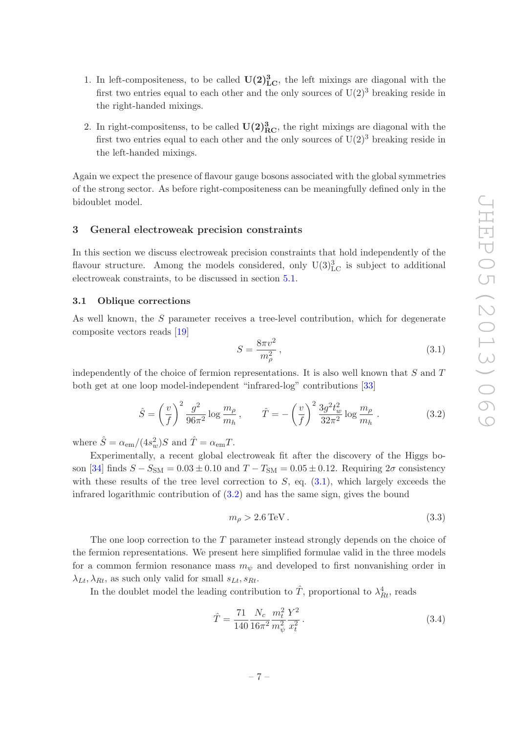1. In left-compositeness, to be called $\mathbf{U(2)^3_{LC}}$, the left mixings are diagonal with the first two entries equal to each other and the only sources of $\mathrm{U}(2)^3$ breaking reside in the right-handed mixings.

2. In right-compositenss, to be called $\mathbf{U(2)^3_{RC}}$, the right mixings are diagonal with the first two entries equal to each other and the only sources of $\mathrm{U}(2)^3$ breaking reside in the left-handed mixings.

Again we expect the presence of flavour gauge bosons associated with the global symmetries of the strong sector. As before right-compositeness can be meaningfully defined only in the bidoublet model.

## 3 General electroweak precision constraints

In this section we discuss electroweak precision constraints that hold independently of the flavour structure. Among the models considered, only $\mathrm{U}(3)^3_{\mathrm{LC}}$ is subject to additional electroweak constraints, to be discussed in section 5.1.

### 3.1 Oblique corrections

As well known, the $S$ parameter receives a tree-level contribution, which for degenerate composite vectors reads [19]

$$S = \frac{8\pi v^2}{m_\rho^2}\,, \tag{3.1}$$

independently of the choice of fermion representations. It is also well known that $S$ and $T$ both get at one loop model-independent "infrared-log" contributions [33]

$$\hat{S} = \left(\frac{v}{f}\right)^2 \frac{g^2}{96\pi^2}\log\frac{m_\rho}{m_h}\,, \qquad \hat{T} = -\left(\frac{v}{f}\right)^2 \frac{3g^2 t_w^2}{32\pi^2}\log\frac{m_\rho}{m_h}\,. \tag{3.2}$$

where $\hat{S} = \alpha_{\mathrm{em}}/(4s_w^2)S$ and $\hat{T} = \alpha_{\mathrm{em}}T$.

Experimentally, a recent global electroweak fit after the discovery of the Higgs boson [34] finds $S - S_{\mathrm{SM}} = 0.03 \pm 0.10$ and $T - T_{\mathrm{SM}} = 0.05 \pm 0.12$. Requiring $2\sigma$ consistency with these results of the tree level correction to $S$, eq. (3.1), which largely exceeds the infrared logarithmic contribution of (3.2) and has the same sign, gives the bound

$$m_\rho > 2.6\,\mathrm{TeV}\,. \tag{3.3}$$

The one loop correction to the $T$ parameter instead strongly depends on the choice of the fermion representations. We present here simplified formulae valid in the three models for a common fermion resonance mass $m_\psi$ and developed to first nonvanishing order in $\lambda_{Lt}, \lambda_{Rt}$, as such only valid for small $s_{Lt}, s_{Rt}$.

In the doublet model the leading contribution to $\hat{T}$, proportional to $\lambda_{Rt}^4$, reads

$$\hat{T} = \frac{71}{140}\frac{N_c}{16\pi^2}\frac{m_t^2}{m_\psi^2}\frac{Y^2}{x_t^2}\,. \tag{3.4}$$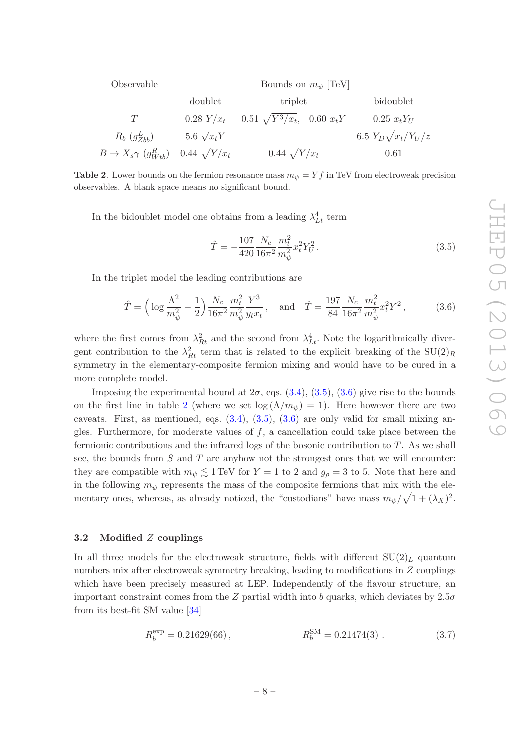| Observable | Bounds on $m_\psi$ [TeV] | | |
|---|---|---|---|
| | doublet | triplet | bidoublet |
| $T$ | $0.28\ Y/x_t$ | $0.51\ \sqrt{Y^3/x_t}$, $\ 0.60\ x_t Y$ | $0.25\ x_t Y_U$ |
| $R_b\ (g^L_{Zbb})$ | $5.6\ \sqrt{x_t Y}$ | | $6.5\ Y_D\sqrt{x_t/Y_U}/z$ |
| $B\to X_s\gamma\ (g^R_{Wtb})$ | $0.44\ \sqrt{Y/x_t}$ | $0.44\ \sqrt{Y/x_t}$ | $0.61$ |

**Table 2**. Lower bounds on the fermion resonance mass $m_\psi = Y f$ in TeV from electroweak precision observables. A blank space means no significant bound.

In the bidoublet model one obtains from a leading $\lambda_{Lt}^4$ term

$$\hat{T} = -\frac{107}{420}\frac{N_c}{16\pi^2}\frac{m_t^2}{m_\psi^2}x_t^2 Y_U^2\,. \tag{3.5}$$

In the triplet model the leading contributions are

$$\hat{T} = \left(\log\frac{\Lambda^2}{m_\psi^2} - \frac{1}{2}\right)\frac{N_c}{16\pi^2}\frac{m_t^2}{m_\psi^2}\frac{Y^3}{y_t x_t}\,, \quad \text{and} \quad \hat{T} = \frac{197}{84}\frac{N_c}{16\pi^2}\frac{m_t^2}{m_\psi^2}x_t^2 Y^2\,, \tag{3.6}$$

where the first comes from $\lambda_{Rt}^2$ and the second from $\lambda_{Lt}^4$. Note the logarithmically divergent contribution to the $\lambda_{Rt}^2$ term that is related to the explicit breaking of the $SU(2)_R$ symmetry in the elementary-composite fermion mixing and would have to be cured in a more complete model.

Imposing the experimental bound at $2\sigma$, eqs. (3.4), (3.5), (3.6) give rise to the bounds on the first line in table 2 (where we set $\log(\Lambda/m_\psi) = 1$). Here however there are two caveats. First, as mentioned, eqs. (3.4), (3.5), (3.6) are only valid for small mixing angles. Furthermore, for moderate values of $f$, a cancellation could take place between the fermionic contributions and the infrared logs of the bosonic contribution to $T$. As we shall see, the bounds from $S$ and $T$ are anyhow not the strongest ones that we will encounter: they are compatible with $m_\psi \lesssim 1\,\text{TeV}$ for $Y = 1$ to 2 and $g_\rho = 3$ to 5. Note that here and in the following $m_\psi$ represents the mass of the composite fermions that mix with the elementary ones, whereas, as already noticed, the "custodians" have mass $m_\psi/\sqrt{1+(\lambda_X)^2}$.

### 3.2 Modified $Z$ couplings

In all three models for the electroweak structure, fields with different $SU(2)_L$ quantum numbers mix after electroweak symmetry breaking, leading to modifications in $Z$ couplings which have been precisely measured at LEP. Independently of the flavour structure, an important constraint comes from the $Z$ partial width into $b$ quarks, which deviates by $2.5\sigma$ from its best-fit SM value [34]

$$R_b^{\text{exp}} = 0.21629(66)\,, \qquad\qquad R_b^{\text{SM}} = 0.21474(3)\ . \tag{3.7}$$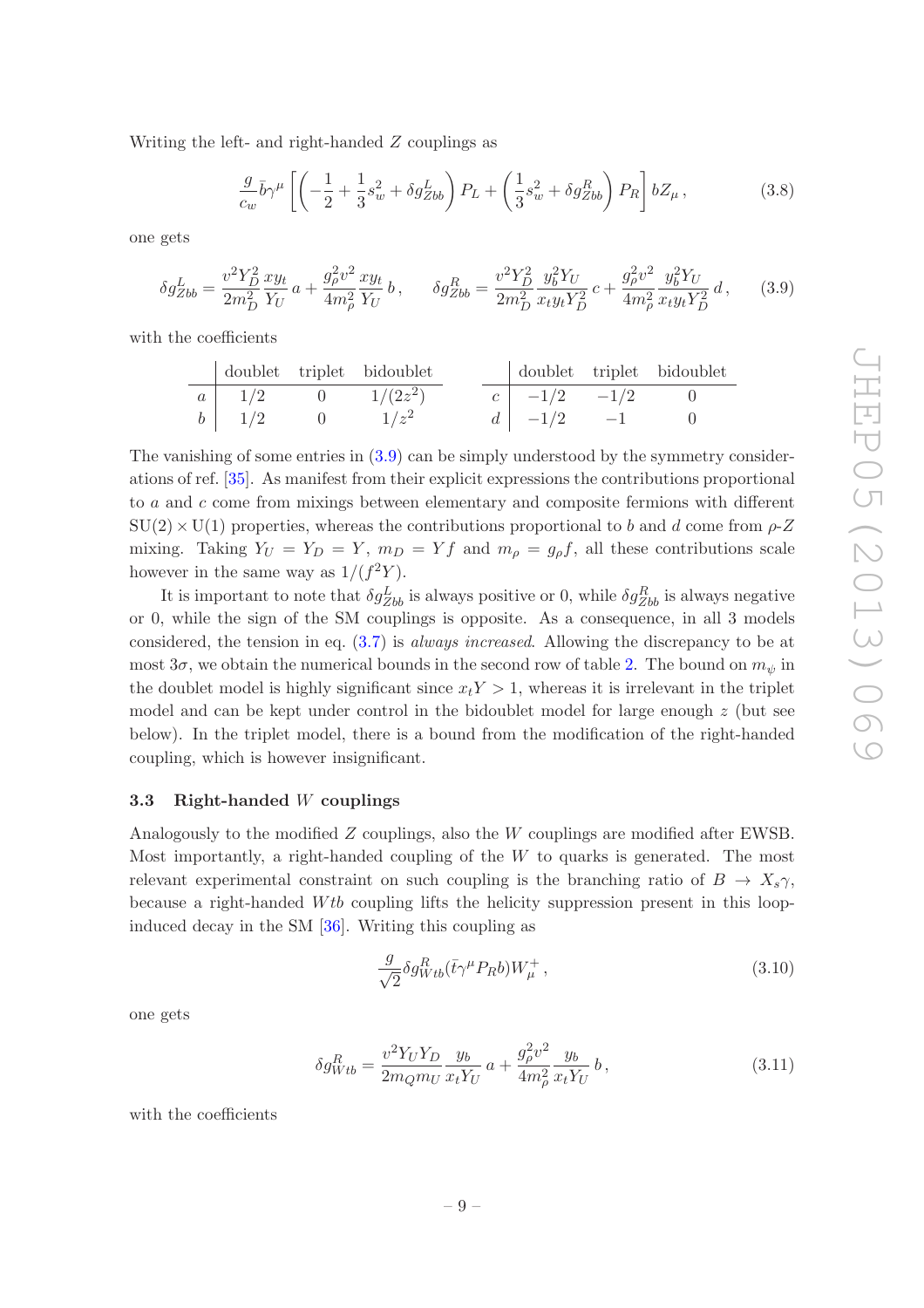Writing the left- and right-handed $Z$ couplings as

$$\frac{g}{c_w}\bar{b}\gamma^\mu\left[\left(-\frac{1}{2}+\frac{1}{3}s_w^2+\delta g_{Zbb}^L\right)P_L+\left(\frac{1}{3}s_w^2+\delta g_{Zbb}^R\right)P_R\right]bZ_\mu\,, \tag{3.8}$$

one gets

$$\delta g_{Zbb}^L=\frac{v^2Y_D^2}{2m_D^2}\frac{xy_t}{Y_U}\,a+\frac{g_\rho^2v^2}{4m_\rho^2}\frac{xy_t}{Y_U}\,b\,,\qquad \delta g_{Zbb}^R=\frac{v^2Y_D^2}{2m_D^2}\frac{y_b^2Y_U}{x_ty_tY_D^2}\,c+\frac{g_\rho^2v^2}{4m_\rho^2}\frac{y_b^2Y_U}{x_ty_tY_D^2}\,d\,, \tag{3.9}$$

with the coefficients

| | doublet | triplet | bidoublet |
|---|---|---|---|
| $a$ | $1/2$ | $0$ | $1/(2z^2)$ |
| $b$ | $1/2$ | $0$ | $1/z^2$ |

| | doublet | triplet | bidoublet |
|---|---|---|---|
| $c$ | $-1/2$ | $-1/2$ | $0$ |
| $d$ | $-1/2$ | $-1$ | $0$ |

The vanishing of some entries in (3.9) can be simply understood by the symmetry considerations of ref. [35]. As manifest from their explicit expressions the contributions proportional to $a$ and $c$ come from mixings between elementary and composite fermions with different $\mathrm{SU}(2)\times\mathrm{U}(1)$ properties, whereas the contributions proportional to $b$ and $d$ come from $\rho$-$Z$ mixing. Taking $Y_U=Y_D=Y$, $m_D=Yf$ and $m_\rho=g_\rho f$, all these contributions scale however in the same way as $1/(f^2Y)$.

It is important to note that $\delta g_{Zbb}^L$ is always positive or 0, while $\delta g_{Zbb}^R$ is always negative or 0, while the sign of the SM couplings is opposite. As a consequence, in all 3 models considered, the tension in eq. (3.7) is *always increased*. Allowing the discrepancy to be at most $3\sigma$, we obtain the numerical bounds in the second row of table 2. The bound on $m_\psi$ in the doublet model is highly significant since $x_tY>1$, whereas it is irrelevant in the triplet model and can be kept under control in the bidoublet model for large enough $z$ (but see below). In the triplet model, there is a bound from the modification of the right-handed coupling, which is however insignificant.

### 3.3 Right-handed $W$ couplings

Analogously to the modified $Z$ couplings, also the $W$ couplings are modified after EWSB. Most importantly, a right-handed coupling of the $W$ to quarks is generated. The most relevant experimental constraint on such coupling is the branching ratio of $B\to X_s\gamma$, because a right-handed $Wtb$ coupling lifts the helicity suppression present in this loop-induced decay in the SM [36]. Writing this coupling as

$$\frac{g}{\sqrt{2}}\delta g_{Wtb}^R(\bar{t}\gamma^\mu P_Rb)W_\mu^+\,, \tag{3.10}$$

one gets

$$\delta g_{Wtb}^R=\frac{v^2Y_UY_D}{2m_Qm_U}\frac{y_b}{x_tY_U}\,a+\frac{g_\rho^2v^2}{4m_\rho^2}\frac{y_b}{x_tY_U}\,b\,, \tag{3.11}$$

with the coefficients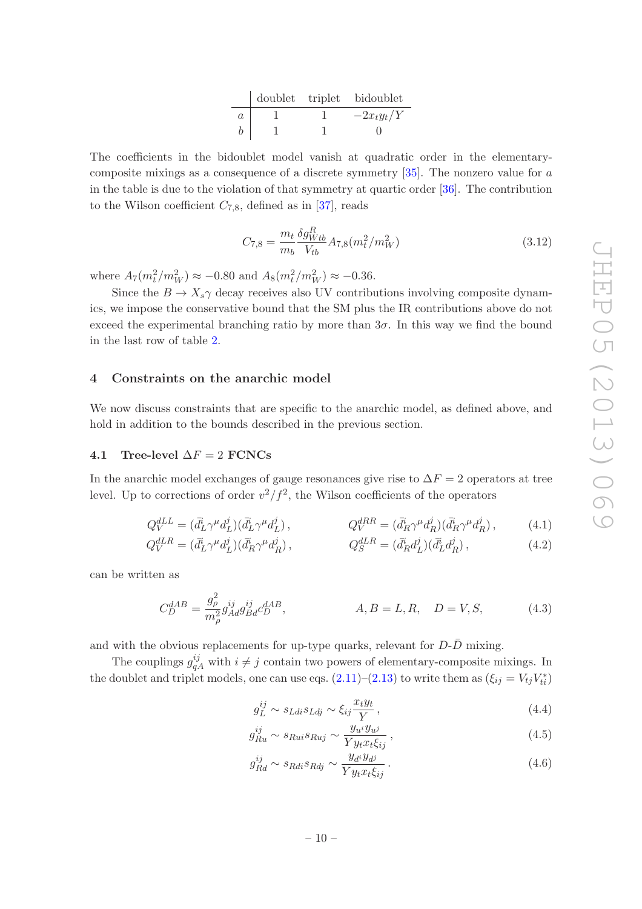|   | doublet | triplet | bidoublet |
|---|---|---|---|
| $a$ | 1 | 1 | $-2x_t y_t/Y$ |
| $b$ | 1 | 1 | 0 |

The coefficients in the bidoublet model vanish at quadratic order in the elementary-composite mixings as a consequence of a discrete symmetry [35]. The nonzero value for $a$ in the table is due to the violation of that symmetry at quartic order [36]. The contribution to the Wilson coefficient $C_{7,8}$, defined as in [37], reads

$$C_{7,8} = \frac{m_t}{m_b} \frac{\delta g^R_{Wtb}}{V_{tb}} A_{7,8}(m_t^2/m_W^2) \tag{3.12}$$

where $A_7(m_t^2/m_W^2) \approx -0.80$ and $A_8(m_t^2/m_W^2) \approx -0.36$.

Since the $B \to X_s \gamma$ decay receives also UV contributions involving composite dynamics, we impose the conservative bound that the SM plus the IR contributions above do not exceed the experimental branching ratio by more than $3\sigma$. In this way we find the bound in the last row of table 2.

## 4 Constraints on the anarchic model

We now discuss constraints that are specific to the anarchic model, as defined above, and hold in addition to the bounds described in the previous section.

### 4.1 Tree-level $\Delta F = 2$ FCNCs

In the anarchic model exchanges of gauge resonances give rise to $\Delta F = 2$ operators at tree level. Up to corrections of order $v^2/f^2$, the Wilson coefficients of the operators

$$Q_V^{dLL} = (\bar{d}_L^i \gamma^\mu d_L^j)(\bar{d}_L^i \gamma^\mu d_L^j)\,, \qquad Q_V^{dRR} = (\bar{d}_R^i \gamma^\mu d_R^j)(\bar{d}_R^i \gamma^\mu d_R^j)\,, \tag{4.1}$$

$$Q_V^{dLR} = (\bar{d}_L^i \gamma^\mu d_L^j)(\bar{d}_R^i \gamma^\mu d_R^j)\,, \qquad Q_S^{dLR} = (\bar{d}_R^i d_L^j)(\bar{d}_L^i d_R^j)\,, \tag{4.2}$$

can be written as

$$C_D^{dAB} = \frac{g_\rho^2}{m_\rho^2} g_{Ad}^{ij} g_{Bd}^{ij} c_D^{dAB}, \qquad A, B = L, R, \quad D = V, S, \tag{4.3}$$

and with the obvious replacements for up-type quarks, relevant for $D$-$\bar{D}$ mixing.

The couplings $g_{qA}^{ij}$ with $i \neq j$ contain two powers of elementary-composite mixings. In the doublet and triplet models, one can use eqs. (2.11)–(2.13) to write them as ($\xi_{ij} = V_{tj}V_{ti}^*$)

$$g_L^{ij} \sim s_{Ldi} s_{Ldj} \sim \xi_{ij} \frac{x_t y_t}{Y}\,, \tag{4.4}$$

$$g_{Ru}^{ij} \sim s_{Rui} s_{Ruj} \sim \frac{y_{u^i} y_{u^j}}{Y y_t x_t \xi_{ij}}\,, \tag{4.5}$$

$$g_{Rd}^{ij} \sim s_{Rdi} s_{Rdj} \sim \frac{y_{d^i} y_{d^j}}{Y y_t x_t \xi_{ij}}\,. \tag{4.6}$$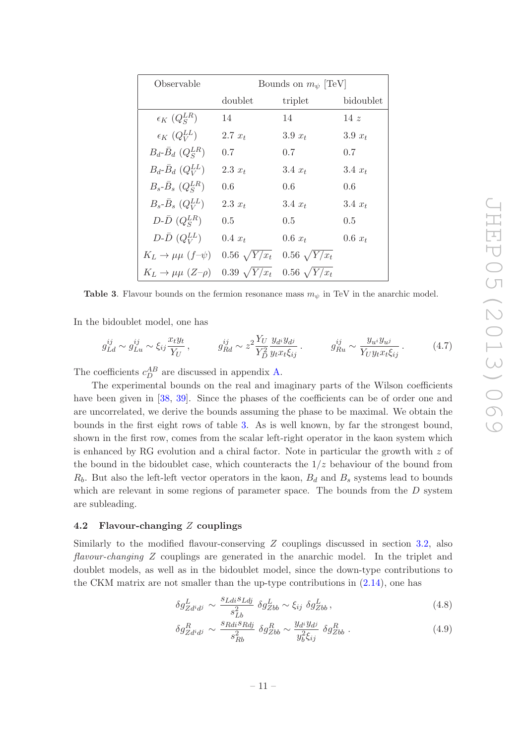| Observable | Bounds on $m_\psi$ [TeV] | | |
|---|---|---|---|
| | doublet | triplet | bidoublet |
| $\epsilon_K$ ($Q_S^{LR}$) | 14 | 14 | 14 $z$ |
| $\epsilon_K$ ($Q_V^{LL}$) | 2.7 $x_t$ | 3.9 $x_t$ | 3.9 $x_t$ |
| $B_d$-$\bar{B}_d$ ($Q_S^{LR}$) | 0.7 | 0.7 | 0.7 |
| $B_d$-$\bar{B}_d$ ($Q_V^{LL}$) | 2.3 $x_t$ | 3.4 $x_t$ | 3.4 $x_t$ |
| $B_s$-$\bar{B}_s$ ($Q_S^{LR}$) | 0.6 | 0.6 | 0.6 |
| $B_s$-$\bar{B}_s$ ($Q_V^{LL}$) | 2.3 $x_t$ | 3.4 $x_t$ | 3.4 $x_t$ |
| $D$-$\bar{D}$ ($Q_S^{LR}$) | 0.5 | 0.5 | 0.5 |
| $D$-$\bar{D}$ ($Q_V^{LL}$) | 0.4 $x_t$ | 0.6 $x_t$ | 0.6 $x_t$ |
| $K_L \to \mu\mu$ ($f$–$\psi$) | 0.56 $\sqrt{Y/x_t}$ | 0.56 $\sqrt{Y/x_t}$ | |
| $K_L \to \mu\mu$ ($Z$–$\rho$) | 0.39 $\sqrt{Y/x_t}$ | 0.56 $\sqrt{Y/x_t}$ | |

**Table 3**. Flavour bounds on the fermion resonance mass $m_\psi$ in TeV in the anarchic model.

In the bidoublet model, one has

$$g_{Ld}^{ij} \sim g_{Lu}^{ij} \sim \xi_{ij} \frac{x_t y_t}{Y_U}, \qquad g_{Rd}^{ij} \sim z^2 \frac{Y_U}{Y_D^2} \frac{y_{d^i} y_{d^j}}{y_t x_t \xi_{ij}}, \qquad g_{Ru}^{ij} \sim \frac{y_{u^i} y_{u^j}}{Y_U y_t x_t \xi_{ij}}. \tag{4.7}$$

The coefficients $c_D^{AB}$ are discussed in appendix A.

The experimental bounds on the real and imaginary parts of the Wilson coefficients have been given in [38, 39]. Since the phases of the coefficients can be of order one and are uncorrelated, we derive the bounds assuming the phase to be maximal. We obtain the bounds in the first eight rows of table 3. As is well known, by far the strongest bound, shown in the first row, comes from the scalar left-right operator in the kaon system which is enhanced by RG evolution and a chiral factor. Note in particular the growth with $z$ of the bound in the bidoublet case, which counteracts the $1/z$ behaviour of the bound from $R_b$. But also the left-left vector operators in the kaon, $B_d$ and $B_s$ systems lead to bounds which are relevant in some regions of parameter space. The bounds from the $D$ system are subleading.

### 4.2 Flavour-changing $Z$ couplings

Similarly to the modified flavour-conserving $Z$ couplings discussed in section 3.2, also *flavour-changing* $Z$ couplings are generated in the anarchic model. In the triplet and doublet models, as well as in the bidoublet model, since the down-type contributions to the CKM matrix are not smaller than the up-type contributions in (2.14), one has

$$\delta g_{Zd^id^j}^L \sim \frac{s_{Ldi} s_{Ldj}}{s_{Lb}^2} \, \delta g_{Zbb}^L \sim \xi_{ij} \, \delta g_{Zbb}^L \,, \tag{4.8}$$

$$\delta g_{Zd^id^j}^R \sim \frac{s_{Rdi} s_{Rdj}}{s_{Rb}^2} \, \delta g_{Zbb}^R \sim \frac{y_{d^i} y_{d^j}}{y_b^2 \xi_{ij}} \, \delta g_{Zbb}^R \,. \tag{4.9}$$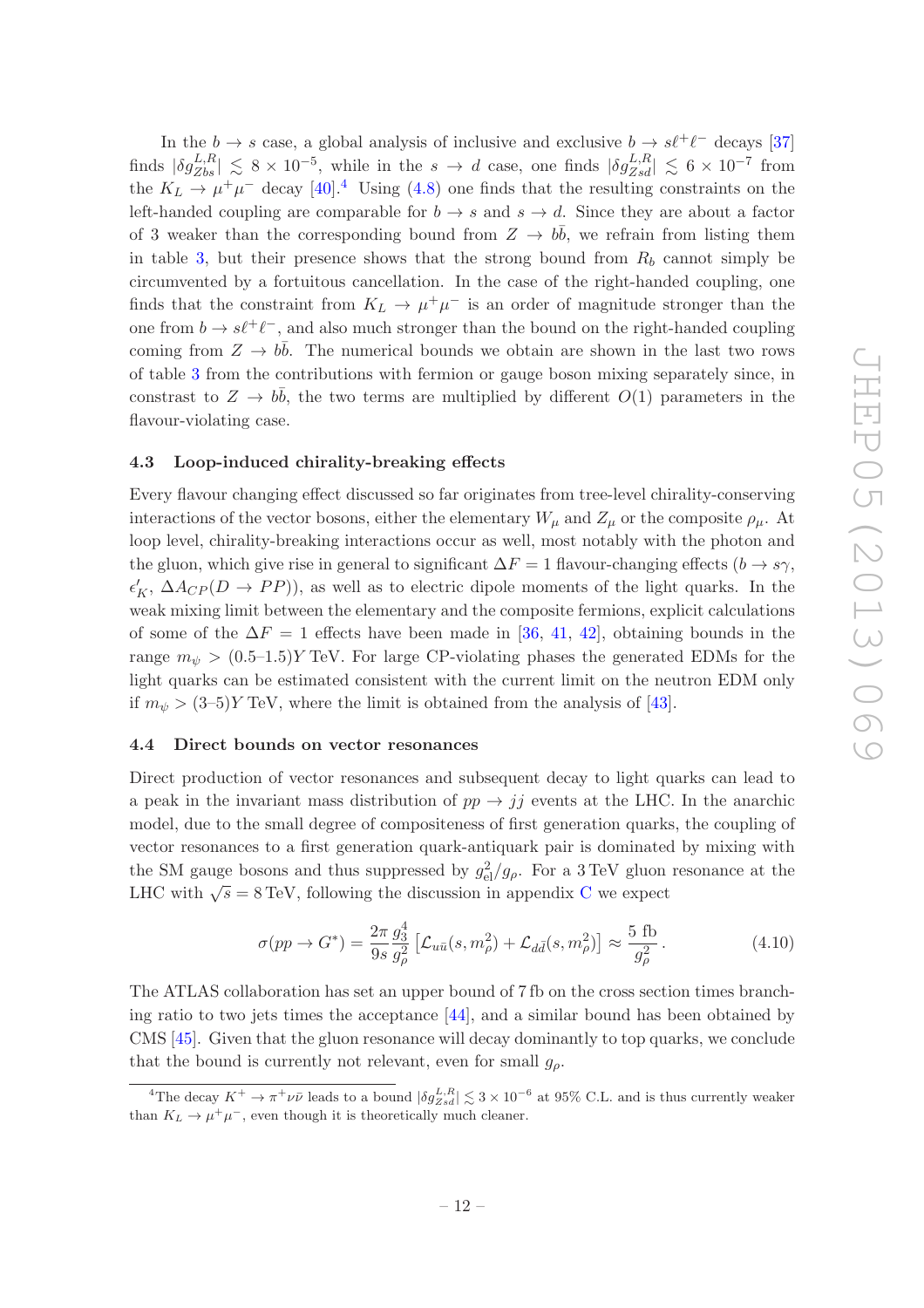In the $b \to s$ case, a global analysis of inclusive and exclusive $b \to s\ell^+\ell^-$ decays [37] finds $|\delta g_{Zbs}^{L,R}| \lesssim 8 \times 10^{-5}$, while in the $s \to d$ case, one finds $|\delta g_{Zsd}^{L,R}| \lesssim 6 \times 10^{-7}$ from the $K_L \to \mu^+\mu^-$ decay [40].[4] Using (4.8) one finds that the resulting constraints on the left-handed coupling are comparable for $b \to s$ and $s \to d$. Since they are about a factor of 3 weaker than the corresponding bound from $Z \to b\bar{b}$, we refrain from listing them in table 3, but their presence shows that the strong bound from $R_b$ cannot simply be circumvented by a fortuitous cancellation. In the case of the right-handed coupling, one finds that the constraint from $K_L \to \mu^+\mu^-$ is an order of magnitude stronger than the one from $b \to s\ell^+\ell^-$, and also much stronger than the bound on the right-handed coupling coming from $Z \to b\bar{b}$. The numerical bounds we obtain are shown in the last two rows of table 3 from the contributions with fermion or gauge boson mixing separately since, in constrast to $Z \to b\bar{b}$, the two terms are multiplied by different $O(1)$ parameters in the flavour-violating case.

### 4.3 Loop-induced chirality-breaking effects

Every flavour changing effect discussed so far originates from tree-level chirality-conserving interactions of the vector bosons, either the elementary $W_\mu$ and $Z_\mu$ or the composite $\rho_\mu$. At loop level, chirality-breaking interactions occur as well, most notably with the photon and the gluon, which give rise in general to significant $\Delta F = 1$ flavour-changing effects ($b \to s\gamma$, $\epsilon'_K$, $\Delta A_{CP}(D \to PP)$), as well as to electric dipole moments of the light quarks. In the weak mixing limit between the elementary and the composite fermions, explicit calculations of some of the $\Delta F = 1$ effects have been made in [36, 41, 42], obtaining bounds in the range $m_\psi > (0.5\text{–}1.5)Y$ TeV. For large CP-violating phases the generated EDMs for the light quarks can be estimated consistent with the current limit on the neutron EDM only if $m_\psi > (3\text{–}5)Y$ TeV, where the limit is obtained from the analysis of [43].

### 4.4 Direct bounds on vector resonances

Direct production of vector resonances and subsequent decay to light quarks can lead to a peak in the invariant mass distribution of $pp \to jj$ events at the LHC. In the anarchic model, due to the small degree of compositeness of first generation quarks, the coupling of vector resonances to a first generation quark-antiquark pair is dominated by mixing with the SM gauge bosons and thus suppressed by $g_{\text{el}}^2/g_\rho$. For a 3 TeV gluon resonance at the LHC with $\sqrt{s} = 8$ TeV, following the discussion in appendix C we expect

$$\sigma(pp \to G^*) = \frac{2\pi}{9s}\frac{g_3^4}{g_\rho^2}\left[\mathcal{L}_{u\bar{u}}(s, m_\rho^2) + \mathcal{L}_{d\bar{d}}(s, m_\rho^2)\right] \approx \frac{5 \text{ fb}}{g_\rho^2}\,. \tag{4.10}$$

The ATLAS collaboration has set an upper bound of 7 fb on the cross section times branching ratio to two jets times the acceptance [44], and a similar bound has been obtained by CMS [45]. Given that the gluon resonance will decay dominantly to top quarks, we conclude that the bound is currently not relevant, even for small $g_\rho$.

---

[4] The decay $K^+ \to \pi^+\nu\bar{\nu}$ leads to a bound $|\delta g_{Zsd}^{L,R}| \lesssim 3 \times 10^{-6}$ at 95% C.L. and is thus currently weaker than $K_L \to \mu^+\mu^-$, even though it is theoretically much cleaner.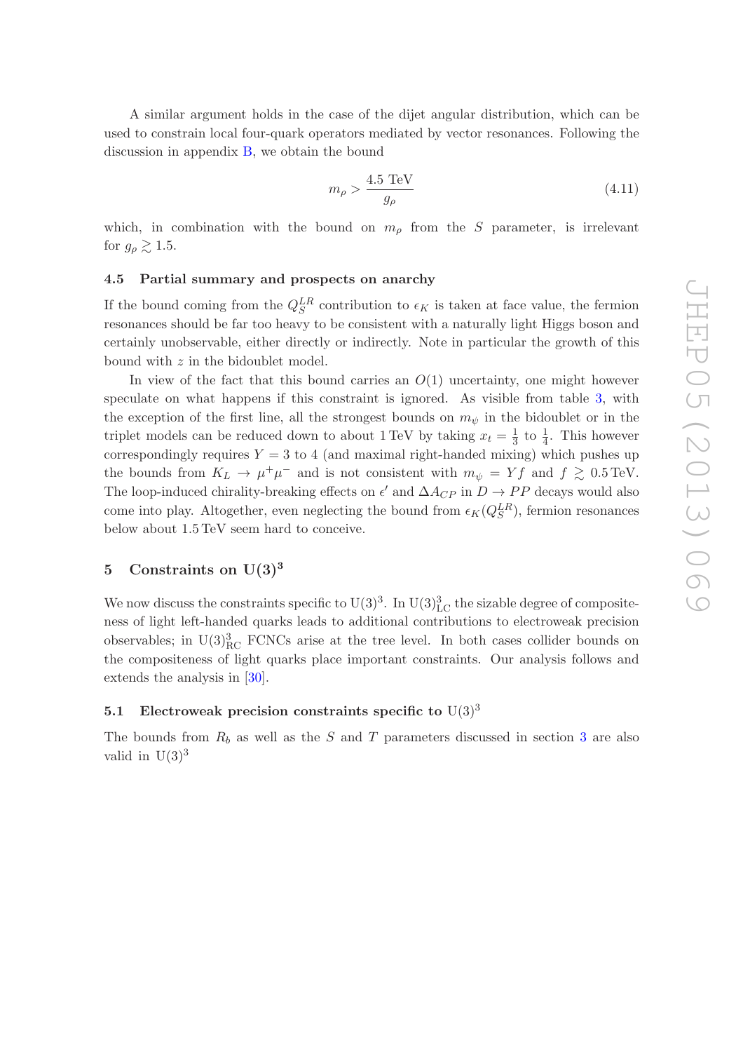A similar argument holds in the case of the dijet angular distribution, which can be used to constrain local four-quark operators mediated by vector resonances. Following the discussion in appendix B, we obtain the bound

$$m_\rho > \frac{4.5 \text{ TeV}}{g_\rho} \tag{4.11}$$

which, in combination with the bound on $m_\rho$ from the $S$ parameter, is irrelevant for $g_\rho \gtrsim 1.5$.

### 4.5 Partial summary and prospects on anarchy

If the bound coming from the $Q_S^{LR}$ contribution to $\epsilon_K$ is taken at face value, the fermion resonances should be far too heavy to be consistent with a naturally light Higgs boson and certainly unobservable, either directly or indirectly. Note in particular the growth of this bound with $z$ in the bidoublet model.

In view of the fact that this bound carries an $O(1)$ uncertainty, one might however speculate on what happens if this constraint is ignored. As visible from table 3, with the exception of the first line, all the strongest bounds on $m_\psi$ in the bidoublet or in the triplet models can be reduced down to about 1 TeV by taking $x_t = \frac{1}{3}$ to $\frac{1}{4}$. This however correspondingly requires $Y = 3$ to 4 (and maximal right-handed mixing) which pushes up the bounds from $K_L \to \mu^+\mu^-$ and is not consistent with $m_\psi = Yf$ and $f \gtrsim 0.5$ TeV. The loop-induced chirality-breaking effects on $\epsilon'$ and $\Delta A_{CP}$ in $D \to PP$ decays would also come into play. Altogether, even neglecting the bound from $\epsilon_K(Q_S^{LR})$, fermion resonances below about 1.5 TeV seem hard to conceive.

## 5 Constraints on $\mathrm{U}(3)^3$

We now discuss the constraints specific to $\mathrm{U}(3)^3$. In $\mathrm{U}(3)^3_{\mathrm{LC}}$ the sizable degree of compositeness of light left-handed quarks leads to additional contributions to electroweak precision observables; in $\mathrm{U}(3)^3_{\mathrm{RC}}$ FCNCs arise at the tree level. In both cases collider bounds on the compositeness of light quarks place important constraints. Our analysis follows and extends the analysis in [30].

### 5.1 Electroweak precision constraints specific to $\mathrm{U}(3)^3$

The bounds from $R_b$ as well as the $S$ and $T$ parameters discussed in section 3 are also valid in $\mathrm{U}(3)^3$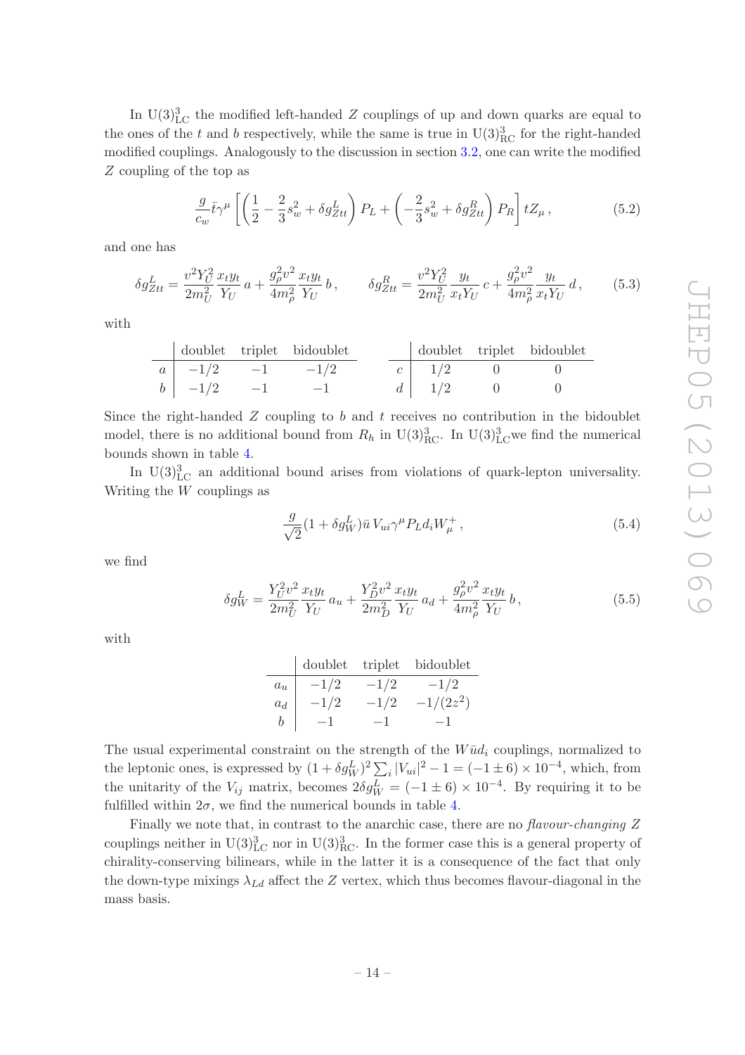In $\mathrm{U}(3)^3_{\mathrm{LC}}$ the modified left-handed $Z$ couplings of up and down quarks are equal to the ones of the $t$ and $b$ respectively, while the same is true in $\mathrm{U}(3)^3_{\mathrm{RC}}$ for the right-handed modified couplings. Analogously to the discussion in section 3.2, one can write the modified $Z$ coupling of the top as

$$\frac{g}{c_w}\bar{t}\gamma^\mu\left[\left(\frac{1}{2}-\frac{2}{3}s_w^2+\delta g_{Ztt}^L\right)P_L+\left(-\frac{2}{3}s_w^2+\delta g_{Ztt}^R\right)P_R\right]tZ_\mu\,, \tag{5.2}$$

and one has

$$\delta g_{Ztt}^L=\frac{v^2Y_U^2}{2m_U^2}\frac{x_t y_t}{Y_U}\,a+\frac{g_\rho^2 v^2}{4m_\rho^2}\frac{x_t y_t}{Y_U}\,b\,,\qquad \delta g_{Ztt}^R=\frac{v^2Y_U^2}{2m_U^2}\frac{y_t}{x_t Y_U}\,c+\frac{g_\rho^2 v^2}{4m_\rho^2}\frac{y_t}{x_t Y_U}\,d\,, \tag{5.3}$$

with

|  | doublet | triplet | bidoublet |
|---|---|---|---|
| $a$ | $-1/2$ | $-1$ | $-1/2$ |
| $b$ | $-1/2$ | $-1$ | $-1$ |

|  | doublet | triplet | bidoublet |
|---|---|---|---|
| $c$ | $1/2$ | $0$ | $0$ |
| $d$ | $1/2$ | $0$ | $0$ |

Since the right-handed $Z$ coupling to $b$ and $t$ receives no contribution in the bidoublet model, there is no additional bound from $R_h$ in $\mathrm{U}(3)^3_{\mathrm{RC}}$. In $\mathrm{U}(3)^3_{\mathrm{LC}}$we find the numerical bounds shown in table 4.

In $\mathrm{U}(3)^3_{\mathrm{LC}}$ an additional bound arises from violations of quark-lepton universality. Writing the $W$ couplings as

$$\frac{g}{\sqrt{2}}(1+\delta g_W^L)\bar{u}\,V_{ui}\gamma^\mu P_L d_i W_\mu^+\,, \tag{5.4}$$

we find

$$\delta g_W^L=\frac{Y_U^2 v^2}{2m_U^2}\frac{x_t y_t}{Y_U}\,a_u+\frac{Y_D^2 v^2}{2m_D^2}\frac{x_t y_t}{Y_U}\,a_d+\frac{g_\rho^2 v^2}{4m_\rho^2}\frac{x_t y_t}{Y_U}\,b\,, \tag{5.5}$$

with

|  | doublet | triplet | bidoublet |
|---|---|---|---|
| $a_u$ | $-1/2$ | $-1/2$ | $-1/2$ |
| $a_d$ | $-1/2$ | $-1/2$ | $-1/(2z^2)$ |
| $b$ | $-1$ | $-1$ | $-1$ |

The usual experimental constraint on the strength of the $W\bar{u}d_i$ couplings, normalized to the leptonic ones, is expressed by $(1+\delta g_W^L)^2\sum_i|V_{ui}|^2-1=(-1\pm 6)\times 10^{-4}$, which, from the unitarity of the $V_{ij}$ matrix, becomes $2\delta g_W^L=(-1\pm 6)\times 10^{-4}$. By requiring it to be fulfilled within $2\sigma$, we find the numerical bounds in table 4.

Finally we note that, in contrast to the anarchic case, there are no *flavour-changing* $Z$ couplings neither in $\mathrm{U}(3)^3_{\mathrm{LC}}$ nor in $\mathrm{U}(3)^3_{\mathrm{RC}}$. In the former case this is a general property of chirality-conserving bilinears, while in the latter it is a consequence of the fact that only the down-type mixings $\lambda_{Ld}$ affect the $Z$ vertex, which thus becomes flavour-diagonal in the mass basis.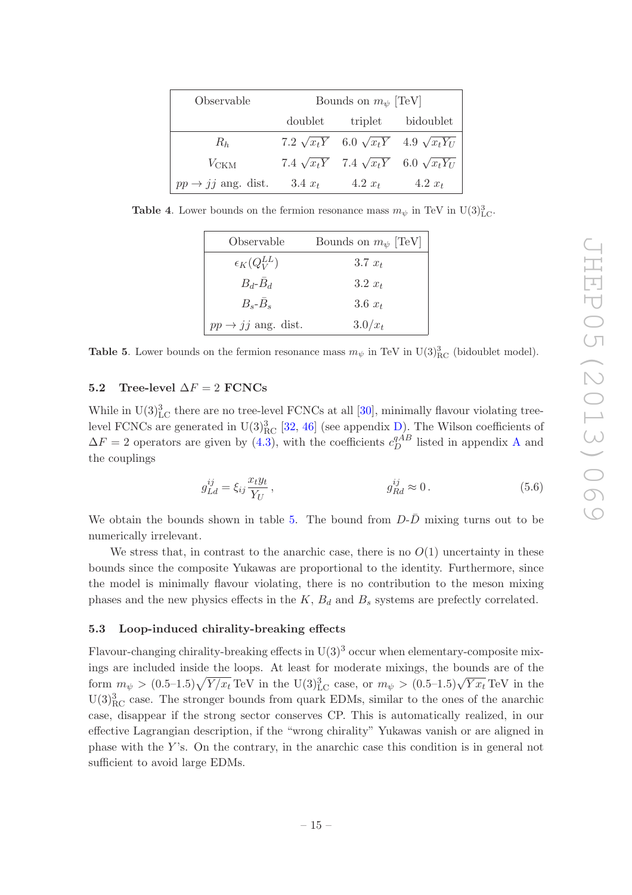| Observable | Bounds on $m_\psi$ [TeV] | | |
|---|---|---|---|
| | doublet | triplet | bidoublet |
| $R_h$ | $7.2\,\sqrt{x_t Y}$ | $6.0\,\sqrt{x_t Y}$ | $4.9\,\sqrt{x_t Y_U}$ |
| $V_{\rm CKM}$ | $7.4\,\sqrt{x_t Y}$ | $7.4\,\sqrt{x_t Y}$ | $6.0\,\sqrt{x_t Y_U}$ |
| $pp \to jj$ ang. dist. | $3.4\,x_t$ | $4.2\,x_t$ | $4.2\,x_t$ |

**Table 4**. Lower bounds on the fermion resonance mass $m_\psi$ in TeV in $\mathrm{U}(3)^3_{\rm LC}$.

| Observable | Bounds on $m_\psi$ [TeV] |
|---|---|
| $\epsilon_K(Q_V^{LL})$ | $3.7\,x_t$ |
| $B_d$-$\bar{B}_d$ | $3.2\,x_t$ |
| $B_s$-$\bar{B}_s$ | $3.6\,x_t$ |
| $pp \to jj$ ang. dist. | $3.0/x_t$ |

**Table 5**. Lower bounds on the fermion resonance mass $m_\psi$ in TeV in $\mathrm{U}(3)^3_{\rm RC}$ (bidoublet model).

### 5.2 Tree-level $\Delta F = 2$ FCNCs

While in $\mathrm{U}(3)^3_{\rm LC}$ there are no tree-level FCNCs at all [30], minimally flavour violating tree-level FCNCs are generated in $\mathrm{U}(3)^3_{\rm RC}$ [32, 46] (see appendix D). The Wilson coefficients of $\Delta F = 2$ operators are given by (4.3), with the coefficients $c_D^{qAB}$ listed in appendix A and the couplings

$$g_{Ld}^{ij} = \xi_{ij}\,\frac{x_t y_t}{Y_U}\,, \qquad\qquad g_{Rd}^{ij} \approx 0\,. \tag{5.6}$$

We obtain the bounds shown in table 5. The bound from $D$-$\bar{D}$ mixing turns out to be numerically irrelevant.

We stress that, in contrast to the anarchic case, there is no $O(1)$ uncertainty in these bounds since the composite Yukawas are proportional to the identity. Furthermore, since the model is minimally flavour violating, there is no contribution to the meson mixing phases and the new physics effects in the $K$, $B_d$ and $B_s$ systems are prefectly correlated.

### 5.3 Loop-induced chirality-breaking effects

Flavour-changing chirality-breaking effects in $\mathrm{U}(3)^3$ occur when elementary-composite mixings are included inside the loops. At least for moderate mixings, the bounds are of the form $m_\psi > (0.5\text{–}1.5)\sqrt{Y/x_t}$ TeV in the $\mathrm{U}(3)^3_{\rm LC}$ case, or $m_\psi > (0.5\text{–}1.5)\sqrt{Y x_t}$ TeV in the $\mathrm{U}(3)^3_{\rm RC}$ case. The stronger bounds from quark EDMs, similar to the ones of the anarchic case, disappear if the strong sector conserves CP. This is automatically realized, in our effective Lagrangian description, if the "wrong chirality" Yukawas vanish or are aligned in phase with the $Y$'s. On the contrary, in the anarchic case this condition is in general not sufficient to avoid large EDMs.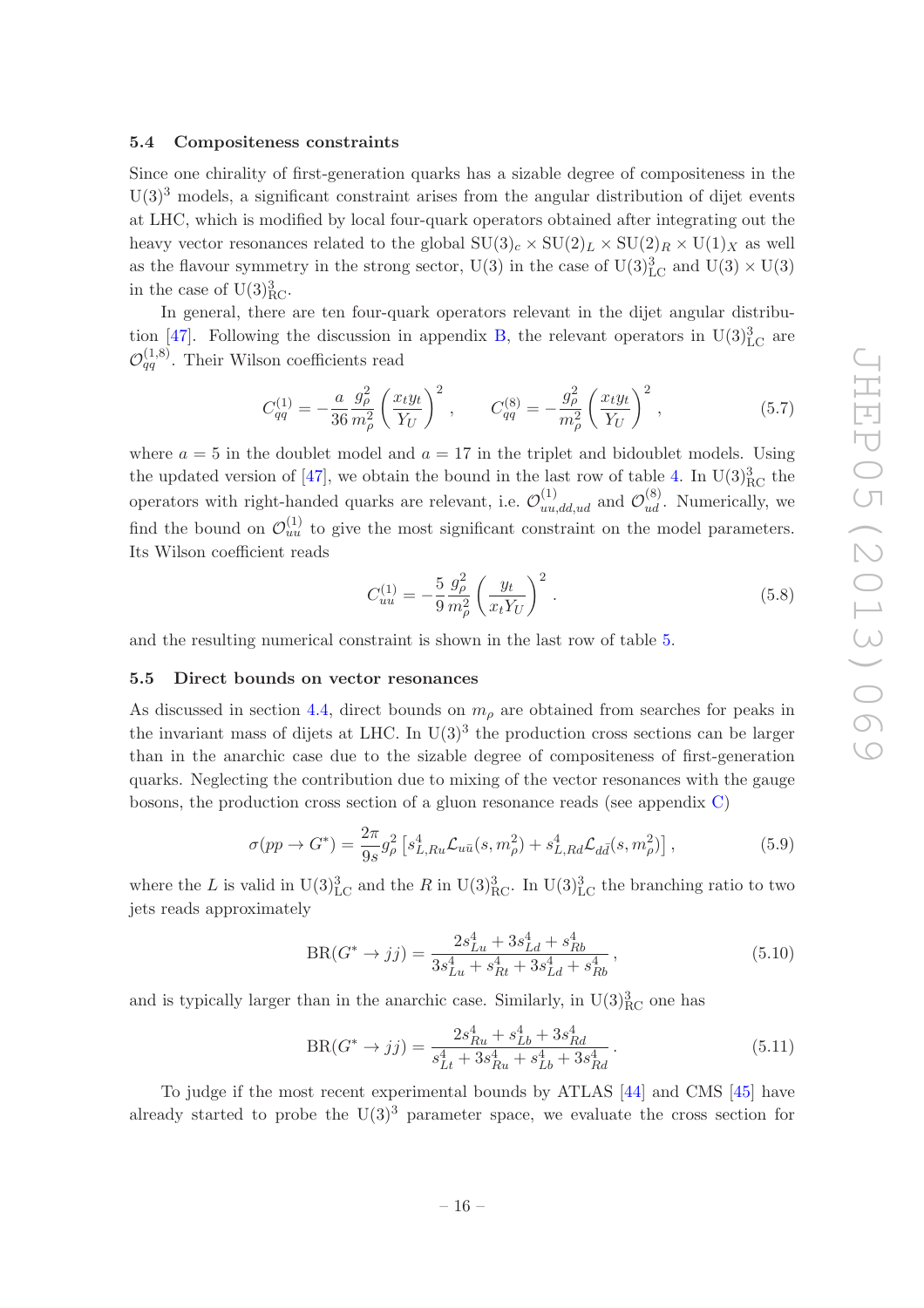### 5.4 Compositeness constraints

Since one chirality of first-generation quarks has a sizable degree of compositeness in the $\mathrm{U}(3)^3$ models, a significant constraint arises from the angular distribution of dijet events at LHC, which is modified by local four-quark operators obtained after integrating out the heavy vector resonances related to the global $\mathrm{SU}(3)_c \times \mathrm{SU}(2)_L \times \mathrm{SU}(2)_R \times \mathrm{U}(1)_X$ as well as the flavour symmetry in the strong sector, $\mathrm{U}(3)$ in the case of $\mathrm{U}(3)^3_{\mathrm{LC}}$ and $\mathrm{U}(3) \times \mathrm{U}(3)$ in the case of $\mathrm{U}(3)^3_{\mathrm{RC}}$.

In general, there are ten four-quark operators relevant in the dijet angular distribution [47]. Following the discussion in appendix B, the relevant operators in $\mathrm{U}(3)^3_{\mathrm{LC}}$ are $\mathcal{O}^{(1,8)}_{qq}$. Their Wilson coefficients read

$$C^{(1)}_{qq} = -\frac{a}{36}\frac{g_\rho^2}{m_\rho^2}\left(\frac{x_t y_t}{Y_U}\right)^2 , \qquad C^{(8)}_{qq} = -\frac{g_\rho^2}{m_\rho^2}\left(\frac{x_t y_t}{Y_U}\right)^2 , \tag{5.7}$$

where $a = 5$ in the doublet model and $a = 17$ in the triplet and bidoublet models. Using the updated version of [47], we obtain the bound in the last row of table 4. In $\mathrm{U}(3)^3_{\mathrm{RC}}$ the operators with right-handed quarks are relevant, i.e. $\mathcal{O}^{(1)}_{uu,dd,ud}$ and $\mathcal{O}^{(8)}_{ud}$. Numerically, we find the bound on $\mathcal{O}^{(1)}_{uu}$ to give the most significant constraint on the model parameters. Its Wilson coefficient reads

$$C^{(1)}_{uu} = -\frac{5}{9}\frac{g_\rho^2}{m_\rho^2}\left(\frac{y_t}{x_t Y_U}\right)^2 . \tag{5.8}$$

and the resulting numerical constraint is shown in the last row of table 5.

### 5.5 Direct bounds on vector resonances

As discussed in section 4.4, direct bounds on $m_\rho$ are obtained from searches for peaks in the invariant mass of dijets at LHC. In $\mathrm{U}(3)^3$ the production cross sections can be larger than in the anarchic case due to the sizable degree of compositeness of first-generation quarks. Neglecting the contribution due to mixing of the vector resonances with the gauge bosons, the production cross section of a gluon resonance reads (see appendix C)

$$\sigma(pp \to G^*) = \frac{2\pi}{9s} g_\rho^2 \left[ s^4_{L,Ru} \mathcal{L}_{u\bar{u}}(s, m_\rho^2) + s^4_{L,Rd} \mathcal{L}_{d\bar{d}}(s, m_\rho^2) \right] , \tag{5.9}$$

where the $L$ is valid in $\mathrm{U}(3)^3_{\mathrm{LC}}$ and the $R$ in $\mathrm{U}(3)^3_{\mathrm{RC}}$. In $\mathrm{U}(3)^3_{\mathrm{LC}}$ the branching ratio to two jets reads approximately

$$\mathrm{BR}(G^* \to jj) = \frac{2s^4_{Lu} + 3s^4_{Ld} + s^4_{Rb}}{3s^4_{Lu} + s^4_{Rt} + 3s^4_{Ld} + s^4_{Rb}} , \tag{5.10}$$

and is typically larger than in the anarchic case. Similarly, in $\mathrm{U}(3)^3_{\mathrm{RC}}$ one has

$$\mathrm{BR}(G^* \to jj) = \frac{2s^4_{Ru} + s^4_{Lb} + 3s^4_{Rd}}{s^4_{Lt} + 3s^4_{Ru} + s^4_{Lb} + 3s^4_{Rd}} . \tag{5.11}$$

To judge if the most recent experimental bounds by ATLAS [44] and CMS [45] have already started to probe the $\mathrm{U}(3)^3$ parameter space, we evaluate the cross section for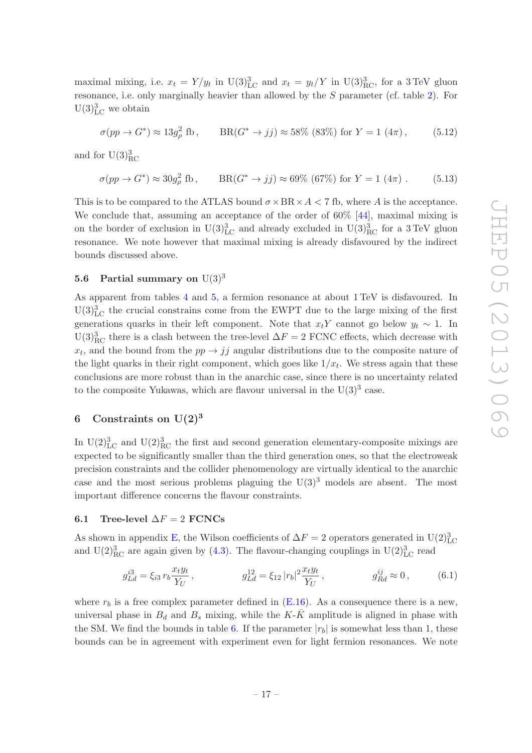maximal mixing, i.e. $x_t = Y/y_t$ in $\mathrm{U}(3)^3_{\mathrm{LC}}$ and $x_t = y_t/Y$ in $\mathrm{U}(3)^3_{\mathrm{RC}}$, for a 3 TeV gluon resonance, i.e. only marginally heavier than allowed by the $S$ parameter (cf. table 2). For $\mathrm{U}(3)^3_{\mathrm{LC}}$ we obtain

$$\sigma(pp \to G^*) \approx 13 g_\rho^2 \text{ fb}, \qquad \mathrm{BR}(G^* \to jj) \approx 58\% \ (83\%) \text{ for } Y = 1 \ (4\pi), \tag{5.12}$$

and for $\mathrm{U}(3)^3_{\mathrm{RC}}$

$$\sigma(pp \to G^*) \approx 30 g_\rho^2 \text{ fb}, \qquad \mathrm{BR}(G^* \to jj) \approx 69\% \ (67\%) \text{ for } Y = 1 \ (4\pi). \tag{5.13}$$

This is to be compared to the ATLAS bound $\sigma \times \mathrm{BR} \times A < 7$ fb, where $A$ is the acceptance. We conclude that, assuming an acceptance of the order of 60% [44], maximal mixing is on the border of exclusion in $\mathrm{U}(3)^3_{\mathrm{LC}}$ and already excluded in $\mathrm{U}(3)^3_{\mathrm{RC}}$ for a 3 TeV gluon resonance. We note however that maximal mixing is already disfavoured by the indirect bounds discussed above.

### 5.6 Partial summary on $\mathrm{U}(3)^3$

As apparent from tables 4 and 5, a fermion resonance at about 1 TeV is disfavoured. In $\mathrm{U}(3)^3_{\mathrm{LC}}$ the crucial constrains come from the EWPT due to the large mixing of the first generations quarks in their left component. Note that $x_t Y$ cannot go below $y_t \sim 1$. In $\mathrm{U}(3)^3_{\mathrm{RC}}$ there is a clash between the tree-level $\Delta F = 2$ FCNC effects, which decrease with $x_t$, and the bound from the $pp \to jj$ angular distributions due to the composite nature of the light quarks in their right component, which goes like $1/x_t$. We stress again that these conclusions are more robust than in the anarchic case, since there is no uncertainty related to the composite Yukawas, which are flavour universal in the $\mathrm{U}(3)^3$ case.

## 6 Constraints on $\mathrm{U}(2)^3$

In $\mathrm{U}(2)^3_{\mathrm{LC}}$ and $\mathrm{U}(2)^3_{\mathrm{RC}}$ the first and second generation elementary-composite mixings are expected to be significantly smaller than the third generation ones, so that the electroweak precision constraints and the collider phenomenology are virtually identical to the anarchic case and the most serious problems plaguing the $\mathrm{U}(3)^3$ models are absent. The most important difference concerns the flavour constraints.

### 6.1 Tree-level $\Delta F = 2$ FCNCs

As shown in appendix E, the Wilson coefficients of $\Delta F = 2$ operators generated in $\mathrm{U}(2)^3_{\mathrm{LC}}$ and $\mathrm{U}(2)^3_{\mathrm{RC}}$ are again given by (4.3). The flavour-changing couplings in $\mathrm{U}(2)^3_{\mathrm{LC}}$ read

$$g_{Ld}^{i3} = \xi_{i3}\, r_b \frac{x_t y_t}{Y_U}, \qquad g_{Ld}^{12} = \xi_{12}\, |r_b|^2 \frac{x_t y_t}{Y_U}, \qquad g_{Rd}^{ij} \approx 0, \tag{6.1}$$

where $r_b$ is a free complex parameter defined in (E.16). As a consequence there is a new, universal phase in $B_d$ and $B_s$ mixing, while the $K$-$\bar{K}$ amplitude is aligned in phase with the SM. We find the bounds in table 6. If the parameter $|r_b|$ is somewhat less than 1, these bounds can be in agreement with experiment even for light fermion resonances. We note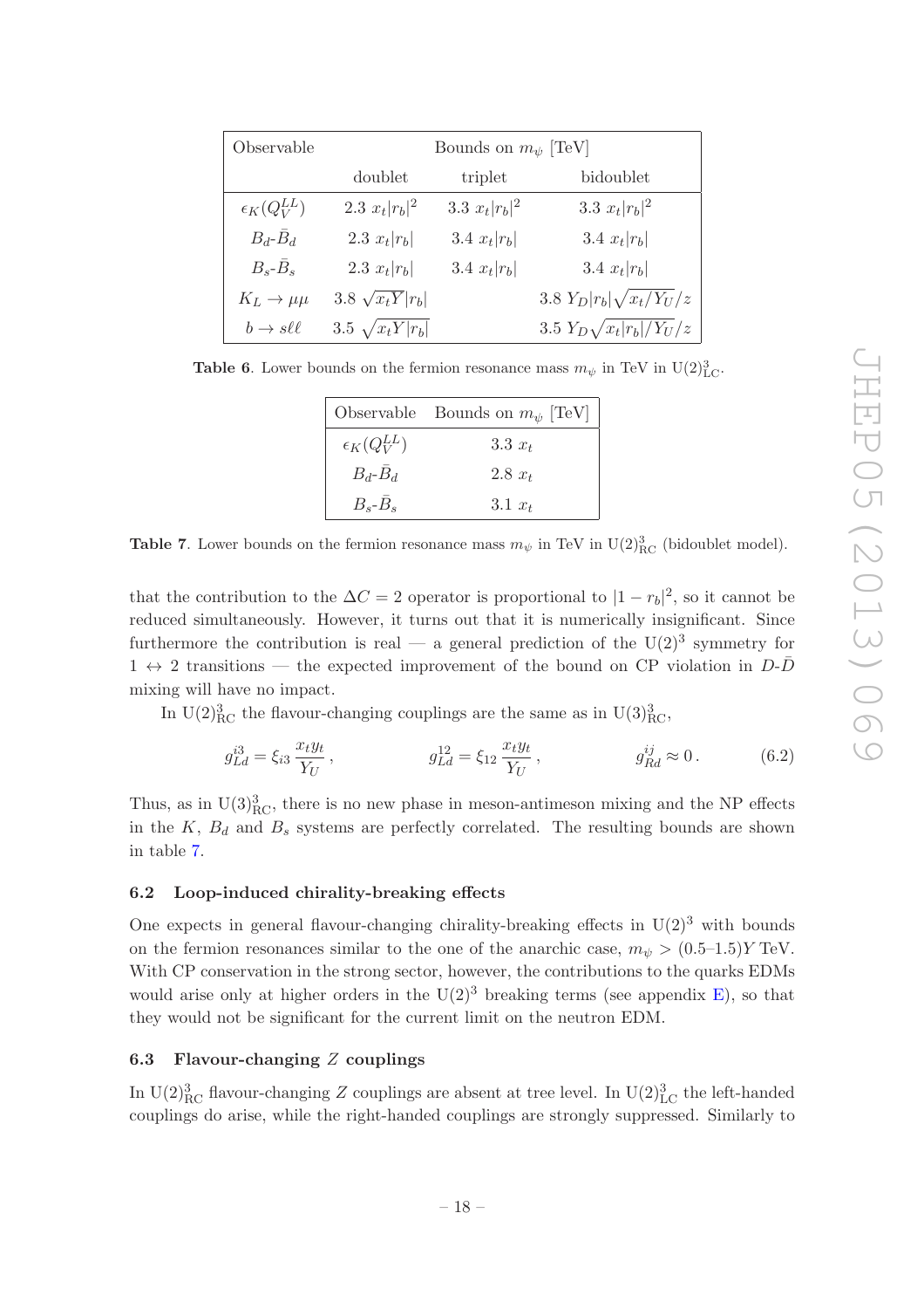| Observable | Bounds on $m_\psi$ [TeV] | | |
|---|---|---|---|
| | doublet | triplet | bidoublet |
| $\epsilon_K(Q_V^{LL})$ | $2.3\ x_t\|r_b\|^2$ | $3.3\ x_t\|r_b\|^2$ | $3.3\ x_t\|r_b\|^2$ |
| $B_d$-$\bar{B}_d$ | $2.3\ x_t\|r_b\|$ | $3.4\ x_t\|r_b\|$ | $3.4\ x_t\|r_b\|$ |
| $B_s$-$\bar{B}_s$ | $2.3\ x_t\|r_b\|$ | $3.4\ x_t\|r_b\|$ | $3.4\ x_t\|r_b\|$ |
| $K_L \to \mu\mu$ | $3.8\ \sqrt{x_t Y}\|r_b\|$ | | $3.8\ Y_D\|r_b\|\sqrt{x_t/Y_U}/z$ |
| $b \to s\ell\ell$ | $3.5\ \sqrt{x_t Y\|r_b\|}$ | | $3.5\ Y_D\sqrt{x_t\|r_b\|/Y_U}/z$ |

**Table 6**. Lower bounds on the fermion resonance mass $m_\psi$ in TeV in $\mathrm{U}(2)^3_{\mathrm{LC}}$.

| Observable | Bounds on $m_\psi$ [TeV] |
|---|---|
| $\epsilon_K(Q_V^{LL})$ | $3.3\ x_t$ |
| $B_d$-$\bar{B}_d$ | $2.8\ x_t$ |
| $B_s$-$\bar{B}_s$ | $3.1\ x_t$ |

**Table 7**. Lower bounds on the fermion resonance mass $m_\psi$ in TeV in $\mathrm{U}(2)^3_{\mathrm{RC}}$ (bidoublet model).

that the contribution to the $\Delta C = 2$ operator is proportional to $|1 - r_b|^2$, so it cannot be reduced simultaneously. However, it turns out that it is numerically insignificant. Since furthermore the contribution is real — a general prediction of the $\mathrm{U}(2)^3$ symmetry for $1 \leftrightarrow 2$ transitions — the expected improvement of the bound on CP violation in $D$-$\bar{D}$ mixing will have no impact.

In $\mathrm{U}(2)^3_{\mathrm{RC}}$ the flavour-changing couplings are the same as in $\mathrm{U}(3)^3_{\mathrm{RC}}$,

$$g_{Ld}^{i3} = \xi_{i3}\,\frac{x_t y_t}{Y_U}\,, \qquad\qquad g_{Ld}^{12} = \xi_{12}\,\frac{x_t y_t}{Y_U}\,, \qquad\qquad g_{Rd}^{ij} \approx 0\,. \tag{6.2}$$

Thus, as in $\mathrm{U}(3)^3_{\mathrm{RC}}$, there is no new phase in meson-antimeson mixing and the NP effects in the $K$, $B_d$ and $B_s$ systems are perfectly correlated. The resulting bounds are shown in table 7.

### 6.2 Loop-induced chirality-breaking effects

One expects in general flavour-changing chirality-breaking effects in $\mathrm{U}(2)^3$ with bounds on the fermion resonances similar to the one of the anarchic case, $m_\psi > (0.5\text{–}1.5)Y$ TeV. With CP conservation in the strong sector, however, the contributions to the quarks EDMs would arise only at higher orders in the $\mathrm{U}(2)^3$ breaking terms (see appendix E), so that they would not be significant for the current limit on the neutron EDM.

### 6.3 Flavour-changing $Z$ couplings

In $\mathrm{U}(2)^3_{\mathrm{RC}}$ flavour-changing $Z$ couplings are absent at tree level. In $\mathrm{U}(2)^3_{\mathrm{LC}}$ the left-handed couplings do arise, while the right-handed couplings are strongly suppressed. Similarly to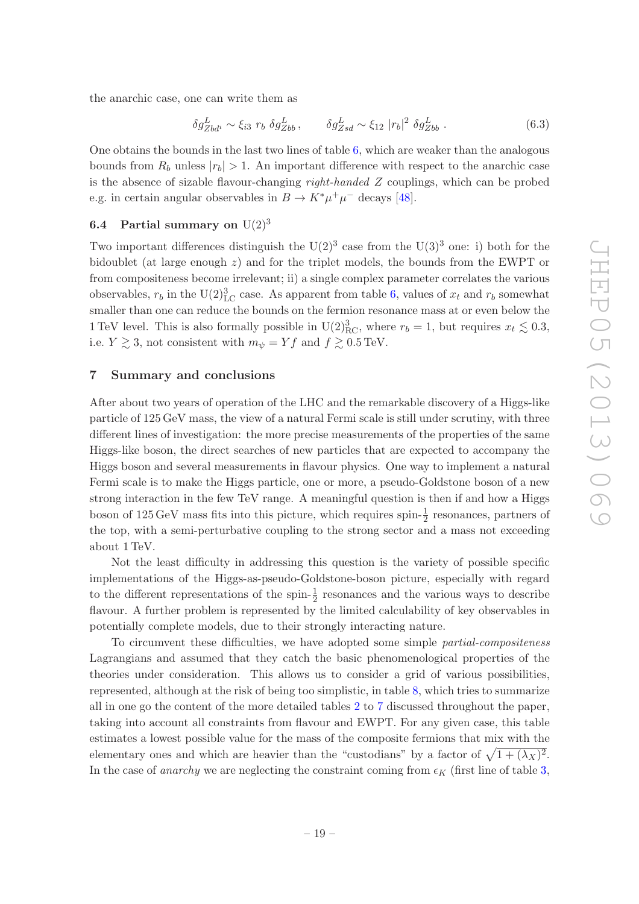the anarchic case, one can write them as

$$\delta g^L_{Zbd^i} \sim \xi_{i3}\ r_b\ \delta g^L_{Zbb}\,, \qquad \delta g^L_{Zsd} \sim \xi_{12}\ |r_b|^2\ \delta g^L_{Zbb}\,. \tag{6.3}$$

One obtains the bounds in the last two lines of table 6, which are weaker than the analogous bounds from $R_b$ unless $|r_b| > 1$. An important difference with respect to the anarchic case is the absence of sizable flavour-changing *right-handed* $Z$ couplings, which can be probed e.g. in certain angular observables in $B \to K^* \mu^+\mu^-$ decays [48].

### 6.4 Partial summary on $\mathrm{U}(2)^3$

Two important differences distinguish the $\mathrm{U}(2)^3$ case from the $\mathrm{U}(3)^3$ one: i) both for the bidoublet (at large enough $z$) and for the triplet models, the bounds from the EWPT or from compositeness become irrelevant; ii) a single complex parameter correlates the various observables, $r_b$ in the $\mathrm{U}(2)^3_{\mathrm{LC}}$ case. As apparent from table 6, values of $x_t$ and $r_b$ somewhat smaller than one can reduce the bounds on the fermion resonance mass at or even below the 1 TeV level. This is also formally possible in $\mathrm{U}(2)^3_{\mathrm{RC}}$, where $r_b = 1$, but requires $x_t \lesssim 0.3$, i.e. $Y \gtrsim 3$, not consistent with $m_\psi = Yf$ and $f \gtrsim 0.5\,\mathrm{TeV}$.

## 7 Summary and conclusions

After about two years of operation of the LHC and the remarkable discovery of a Higgs-like particle of 125 GeV mass, the view of a natural Fermi scale is still under scrutiny, with three different lines of investigation: the more precise measurements of the properties of the same Higgs-like boson, the direct searches of new particles that are expected to accompany the Higgs boson and several measurements in flavour physics. One way to implement a natural Fermi scale is to make the Higgs particle, one or more, a pseudo-Goldstone boson of a new strong interaction in the few TeV range. A meaningful question is then if and how a Higgs boson of 125 GeV mass fits into this picture, which requires spin-$\frac{1}{2}$ resonances, partners of the top, with a semi-perturbative coupling to the strong sector and a mass not exceeding about 1 TeV.

Not the least difficulty in addressing this question is the variety of possible specific implementations of the Higgs-as-pseudo-Goldstone-boson picture, especially with regard to the different representations of the spin-$\frac{1}{2}$ resonances and the various ways to describe flavour. A further problem is represented by the limited calculability of key observables in potentially complete models, due to their strongly interacting nature.

To circumvent these difficulties, we have adopted some simple *partial-compositeness* Lagrangians and assumed that they catch the basic phenomenological properties of the theories under consideration. This allows us to consider a grid of various possibilities, represented, although at the risk of being too simplistic, in table 8, which tries to summarize all in one go the content of the more detailed tables 2 to 7 discussed throughout the paper, taking into account all constraints from flavour and EWPT. For any given case, this table estimates a lowest possible value for the mass of the composite fermions that mix with the elementary ones and which are heavier than the "custodians" by a factor of $\sqrt{1 + (\lambda_X)^2}$. In the case of *anarchy* we are neglecting the constraint coming from $\epsilon_K$ (first line of table 3,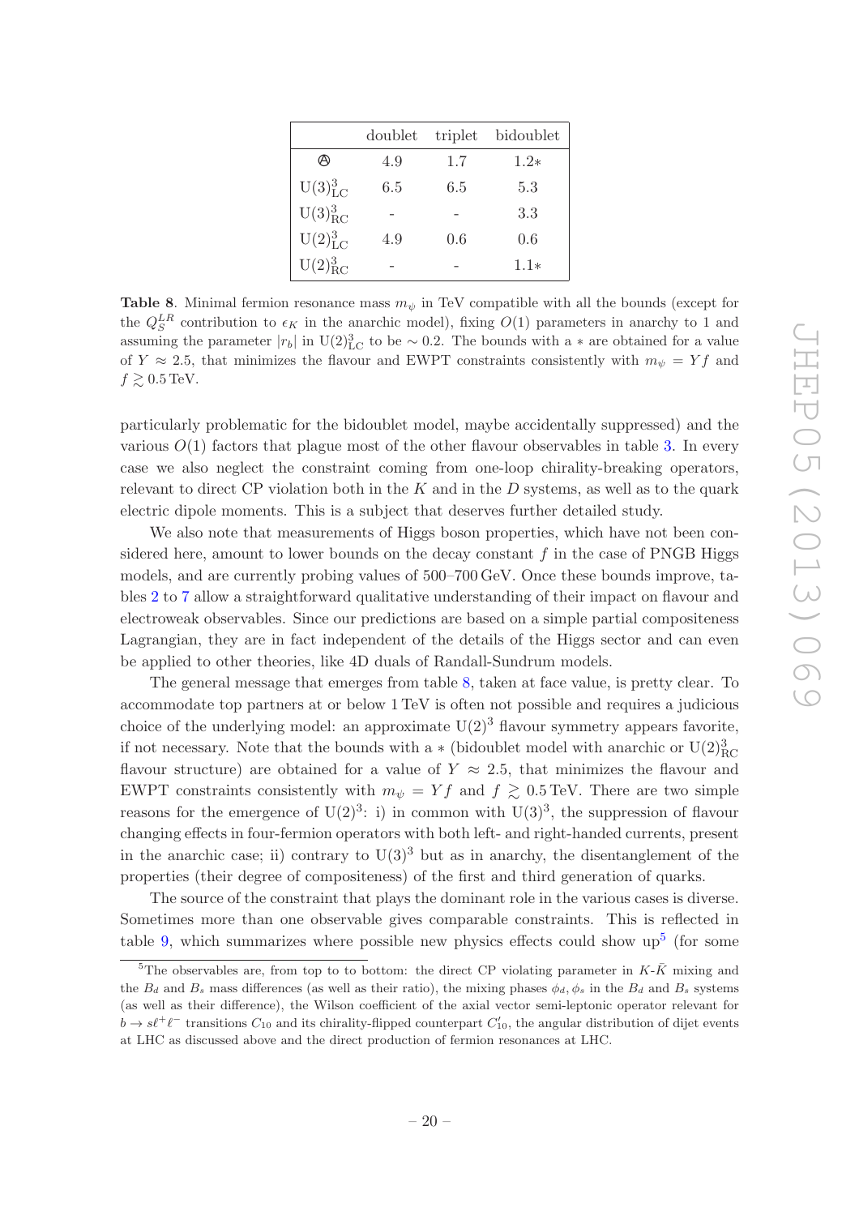| | doublet | triplet | bidoublet |
|---|---|---|---|
| Ⓐ | 4.9 | 1.7 | 1.2∗ |
| $U(3)^3_{\rm LC}$ | 6.5 | 6.5 | 5.3 |
| $U(3)^3_{\rm RC}$ | - | - | 3.3 |
| $U(2)^3_{\rm LC}$ | 4.9 | 0.6 | 0.6 |
| $U(2)^3_{\rm RC}$ | - | - | 1.1∗ |

**Table 8**. Minimal fermion resonance mass $m_\psi$ in TeV compatible with all the bounds (except for the $Q_S^{LR}$ contribution to $\epsilon_K$ in the anarchic model), fixing $O(1)$ parameters in anarchy to 1 and assuming the parameter $|r_b|$ in $U(2)^3_{\rm LC}$ to be $\sim 0.2$. The bounds with a $*$ are obtained for a value of $Y \approx 2.5$, that minimizes the flavour and EWPT constraints consistently with $m_\psi = Yf$ and $f \gtrsim 0.5\,$TeV.

particularly problematic for the bidoublet model, maybe accidentally suppressed) and the various $O(1)$ factors that plague most of the other flavour observables in table 3. In every case we also neglect the constraint coming from one-loop chirality-breaking operators, relevant to direct CP violation both in the $K$ and in the $D$ systems, as well as to the quark electric dipole moments. This is a subject that deserves further detailed study.

We also note that measurements of Higgs boson properties, which have not been considered here, amount to lower bounds on the decay constant $f$ in the case of PNGB Higgs models, and are currently probing values of 500–700 GeV. Once these bounds improve, tables 2 to 7 allow a straightforward qualitative understanding of their impact on flavour and electroweak observables. Since our predictions are based on a simple partial compositeness Lagrangian, they are in fact independent of the details of the Higgs sector and can even be applied to other theories, like 4D duals of Randall-Sundrum models.

The general message that emerges from table 8, taken at face value, is pretty clear. To accommodate top partners at or below 1 TeV is often not possible and requires a judicious choice of the underlying model: an approximate $U(2)^3$ flavour symmetry appears favorite, if not necessary. Note that the bounds with a $*$ (bidoublet model with anarchic or $U(2)^3_{\rm RC}$ flavour structure) are obtained for a value of $Y \approx 2.5$, that minimizes the flavour and EWPT constraints consistently with $m_\psi = Yf$ and $f \gtrsim 0.5\,$TeV. There are two simple reasons for the emergence of $U(2)^3$: i) in common with $U(3)^3$, the suppression of flavour changing effects in four-fermion operators with both left- and right-handed currents, present in the anarchic case; ii) contrary to $U(3)^3$ but as in anarchy, the disentanglement of the properties (their degree of compositeness) of the first and third generation of quarks.

The source of the constraint that plays the dominant role in the various cases is diverse. Sometimes more than one observable gives comparable constraints. This is reflected in table 9, which summarizes where possible new physics effects could show up[5] (for some

[5]The observables are, from top to to bottom: the direct CP violating parameter in $K$-$\bar{K}$ mixing and the $B_d$ and $B_s$ mass differences (as well as their ratio), the mixing phases $\phi_d, \phi_s$ in the $B_d$ and $B_s$ systems (as well as their difference), the Wilson coefficient of the axial vector semi-leptonic operator relevant for $b \to s\ell^+\ell^-$ transitions $C_{10}$ and its chirality-flipped counterpart $C'_{10}$, the angular distribution of dijet events at LHC as discussed above and the direct production of fermion resonances at LHC.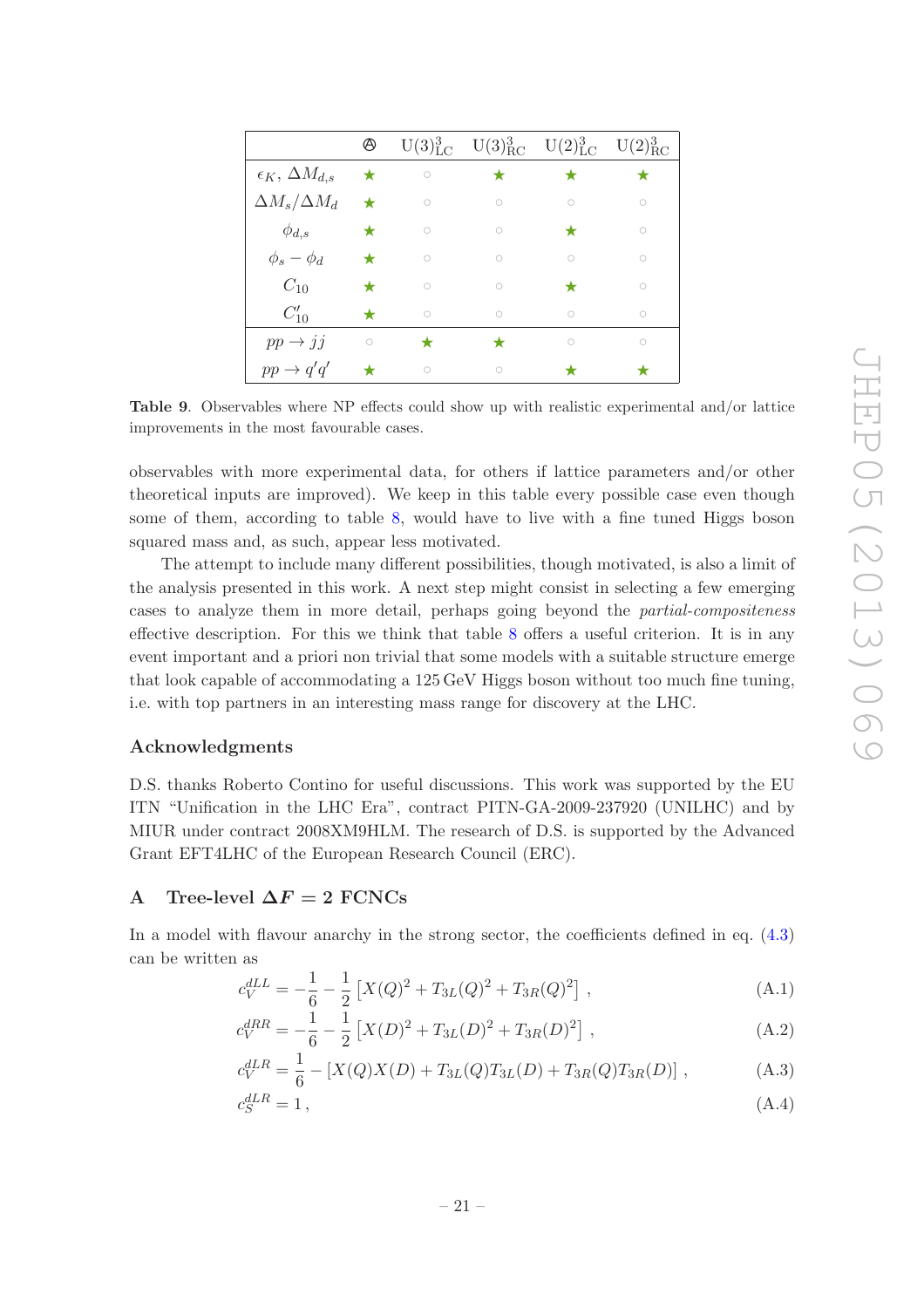| | ⊗ | $\mathrm{U(3)^3_{LC}}$ | $\mathrm{U(3)^3_{RC}}$ | $\mathrm{U(2)^3_{LC}}$ | $\mathrm{U(2)^3_{RC}}$ |
|---|---|---|---|---|---|
| $\epsilon_K$, $\Delta M_{d,s}$ | ★ | ○ | ★ | ★ | ★ |
| $\Delta M_s/\Delta M_d$ | ★ | ○ | ○ | ○ | ○ |
| $\phi_{d,s}$ | ★ | ○ | ○ | ★ | ○ |
| $\phi_s - \phi_d$ | ★ | ○ | ○ | ○ | ○ |
| $C_{10}$ | ★ | ○ | ○ | ★ | ○ |
| $C'_{10}$ | ★ | ○ | ○ | ○ | ○ |
| $pp \to jj$ | ○ | ★ | ★ | ○ | ○ |
| $pp \to q'q'$ | ★ | ○ | ○ | ★ | ★ |

**Table 9**. Observables where NP effects could show up with realistic experimental and/or lattice improvements in the most favourable cases.

observables with more experimental data, for others if lattice parameters and/or other theoretical inputs are improved). We keep in this table every possible case even though some of them, according to table 8, would have to live with a fine tuned Higgs boson squared mass and, as such, appear less motivated.

The attempt to include many different possibilities, though motivated, is also a limit of the analysis presented in this work. A next step might consist in selecting a few emerging cases to analyze them in more detail, perhaps going beyond the *partial-compositeness* effective description. For this we think that table 8 offers a useful criterion. It is in any event important and a priori non trivial that some models with a suitable structure emerge that look capable of accommodating a 125 GeV Higgs boson without too much fine tuning, i.e. with top partners in an interesting mass range for discovery at the LHC.

## Acknowledgments

D.S. thanks Roberto Contino for useful discussions. This work was supported by the EU ITN "Unification in the LHC Era", contract PITN-GA-2009-237920 (UNILHC) and by MIUR under contract 2008XM9HLM. The research of D.S. is supported by the Advanced Grant EFT4LHC of the European Research Council (ERC).

## A Tree-level $\Delta F = 2$ FCNCs

In a model with flavour anarchy in the strong sector, the coefficients defined in eq. (4.3) can be written as

$$c_V^{dLL} = -\frac{1}{6} - \frac{1}{2}\left[X(Q)^2 + T_{3L}(Q)^2 + T_{3R}(Q)^2\right] , \tag{A.1}$$

$$c_V^{dRR} = -\frac{1}{6} - \frac{1}{2}\left[X(D)^2 + T_{3L}(D)^2 + T_{3R}(D)^2\right] , \tag{A.2}$$

$$c_V^{dLR} = \frac{1}{6} - \left[X(Q)X(D) + T_{3L}(Q)T_{3L}(D) + T_{3R}(Q)T_{3R}(D)\right] , \tag{A.3}$$

$$c_S^{dLR} = 1 , \tag{A.4}$$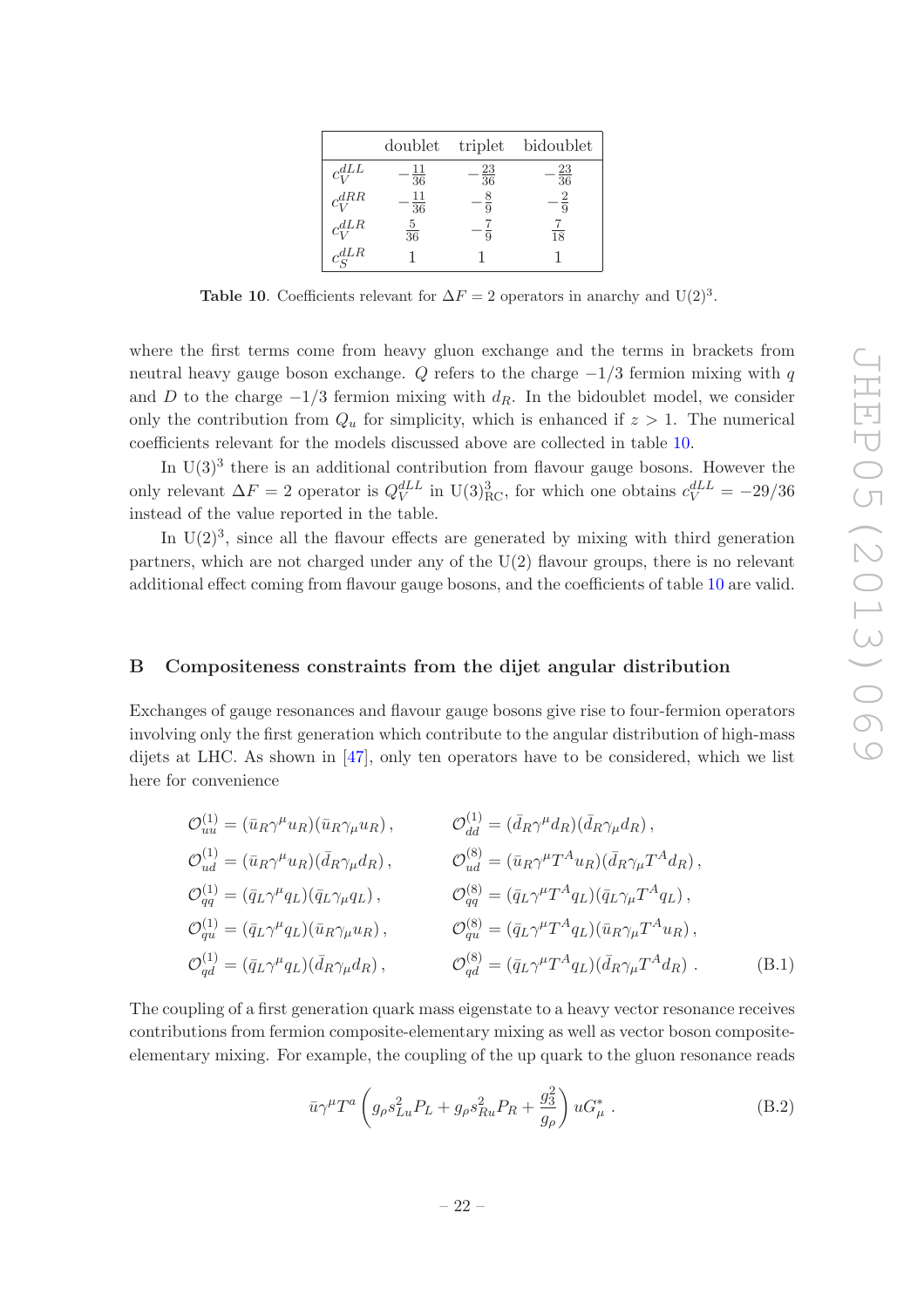| | doublet | triplet | bidoublet |
|---|---|---|---|
| $c_V^{dLL}$ | $-\frac{11}{36}$ | $-\frac{23}{36}$ | $-\frac{23}{36}$ |
| $c_V^{dRR}$ | $-\frac{11}{36}$ | $-\frac{8}{9}$ | $-\frac{2}{9}$ |
| $c_V^{dLR}$ | $\frac{5}{36}$ | $-\frac{7}{9}$ | $\frac{7}{18}$ |
| $c_S^{dLR}$ | 1 | 1 | 1 |

**Table 10**. Coefficients relevant for $\Delta F = 2$ operators in anarchy and $\mathrm{U}(2)^3$.

where the first terms come from heavy gluon exchange and the terms in brackets from neutral heavy gauge boson exchange. $Q$ refers to the charge $-1/3$ fermion mixing with $q$ and $D$ to the charge $-1/3$ fermion mixing with $d_R$. In the bidoublet model, we consider only the contribution from $Q_u$ for simplicity, which is enhanced if $z > 1$. The numerical coefficients relevant for the models discussed above are collected in table 10.

In $\mathrm{U}(3)^3$ there is an additional contribution from flavour gauge bosons. However the only relevant $\Delta F = 2$ operator is $Q_V^{dLL}$ in $\mathrm{U}(3)^3_{\mathrm{RC}}$, for which one obtains $c_V^{dLL} = -29/36$ instead of the value reported in the table.

In $\mathrm{U}(2)^3$, since all the flavour effects are generated by mixing with third generation partners, which are not charged under any of the $\mathrm{U}(2)$ flavour groups, there is no relevant additional effect coming from flavour gauge bosons, and the coefficients of table 10 are valid.

## B Compositeness constraints from the dijet angular distribution

Exchanges of gauge resonances and flavour gauge bosons give rise to four-fermion operators involving only the first generation which contribute to the angular distribution of high-mass dijets at LHC. As shown in [47], only ten operators have to be considered, which we list here for convenience

$$
\begin{aligned}
\mathcal{O}_{uu}^{(1)} &= (\bar{u}_R\gamma^\mu u_R)(\bar{u}_R\gamma_\mu u_R)\,, & \mathcal{O}_{dd}^{(1)} &= (\bar{d}_R\gamma^\mu d_R)(\bar{d}_R\gamma_\mu d_R)\,,\\
\mathcal{O}_{ud}^{(1)} &= (\bar{u}_R\gamma^\mu u_R)(\bar{d}_R\gamma_\mu d_R)\,, & \mathcal{O}_{ud}^{(8)} &= (\bar{u}_R\gamma^\mu T^A u_R)(\bar{d}_R\gamma_\mu T^A d_R)\,,\\
\mathcal{O}_{qq}^{(1)} &= (\bar{q}_L\gamma^\mu q_L)(\bar{q}_L\gamma_\mu q_L)\,, & \mathcal{O}_{qq}^{(8)} &= (\bar{q}_L\gamma^\mu T^A q_L)(\bar{q}_L\gamma_\mu T^A q_L)\,,\\
\mathcal{O}_{qu}^{(1)} &= (\bar{q}_L\gamma^\mu q_L)(\bar{u}_R\gamma_\mu u_R)\,, & \mathcal{O}_{qu}^{(8)} &= (\bar{q}_L\gamma^\mu T^A q_L)(\bar{u}_R\gamma_\mu T^A u_R)\,,\\
\mathcal{O}_{qd}^{(1)} &= (\bar{q}_L\gamma^\mu q_L)(\bar{d}_R\gamma_\mu d_R)\,, & \mathcal{O}_{qd}^{(8)} &= (\bar{q}_L\gamma^\mu T^A q_L)(\bar{d}_R\gamma_\mu T^A d_R)\,.
\end{aligned}
\tag{B.1}
$$

The coupling of a first generation quark mass eigenstate to a heavy vector resonance receives contributions from fermion composite-elementary mixing as well as vector boson composite-elementary mixing. For example, the coupling of the up quark to the gluon resonance reads

$$
\bar{u}\gamma^\mu T^a \left( g_\rho s_{Lu}^2 P_L + g_\rho s_{Ru}^2 P_R + \frac{g_3^2}{g_\rho} \right) u G_\mu^* \,. \tag{B.2}
$$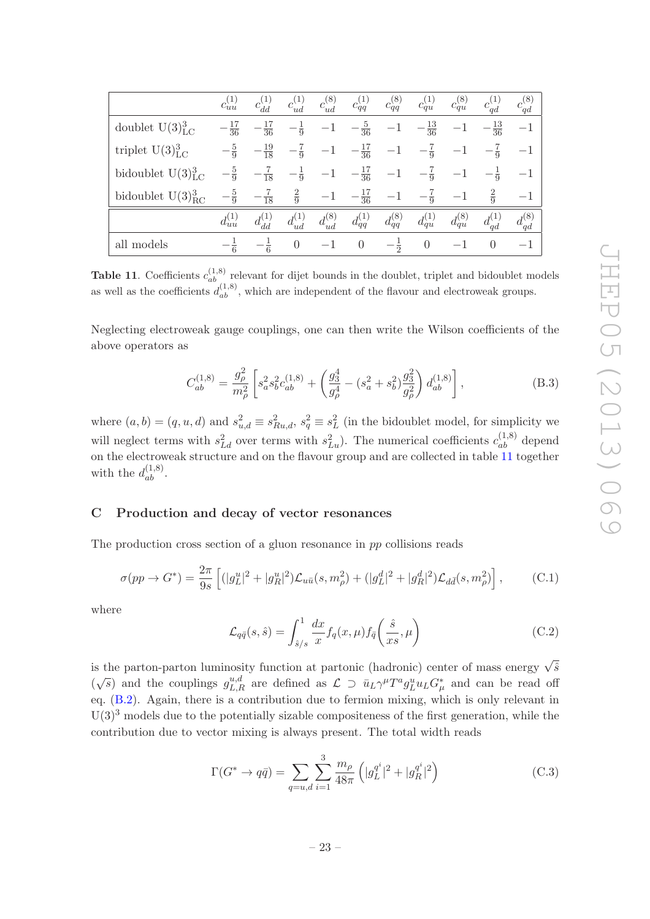|  | $c_{uu}^{(1)}$ | $c_{dd}^{(1)}$ | $c_{ud}^{(1)}$ | $c_{ud}^{(8)}$ | $c_{qq}^{(1)}$ | $c_{qq}^{(8)}$ | $c_{qu}^{(1)}$ | $c_{qu}^{(8)}$ | $c_{qd}^{(1)}$ | $c_{qd}^{(8)}$ |
|---|---|---|---|---|---|---|---|---|---|---|
| doublet $\mathrm{U(3)^3_{LC}}$ | $-\frac{17}{36}$ | $-\frac{17}{36}$ | $-\frac{1}{9}$ | $-1$ | $-\frac{5}{36}$ | $-1$ | $-\frac{13}{36}$ | $-1$ | $-\frac{13}{36}$ | $-1$ |
| triplet $\mathrm{U(3)^3_{LC}}$ | $-\frac{5}{9}$ | $-\frac{19}{18}$ | $-\frac{7}{9}$ | $-1$ | $-\frac{17}{36}$ | $-1$ | $-\frac{7}{9}$ | $-1$ | $-\frac{7}{9}$ | $-1$ |
| bidoublet $\mathrm{U(3)^3_{LC}}$ | $-\frac{5}{9}$ | $-\frac{7}{18}$ | $-\frac{1}{9}$ | $-1$ | $-\frac{17}{36}$ | $-1$ | $-\frac{7}{9}$ | $-1$ | $-\frac{1}{9}$ | $-1$ |
| bidoublet $\mathrm{U(3)^3_{RC}}$ | $-\frac{5}{9}$ | $-\frac{7}{18}$ | $\frac{2}{9}$ | $-1$ | $-\frac{17}{36}$ | $-1$ | $-\frac{7}{9}$ | $-1$ | $\frac{2}{9}$ | $-1$ |
|  | $d_{uu}^{(1)}$ | $d_{dd}^{(1)}$ | $d_{ud}^{(1)}$ | $d_{ud}^{(8)}$ | $d_{qq}^{(1)}$ | $d_{qq}^{(8)}$ | $d_{qu}^{(1)}$ | $d_{qu}^{(8)}$ | $d_{qd}^{(1)}$ | $d_{qd}^{(8)}$ |
| all models | $-\frac{1}{6}$ | $-\frac{1}{6}$ | $0$ | $-1$ | $0$ | $-\frac{1}{2}$ | $0$ | $-1$ | $0$ | $-1$ |

**Table 11**. Coefficients $c_{ab}^{(1,8)}$ relevant for dijet bounds in the doublet, triplet and bidoublet models as well as the coefficients $d_{ab}^{(1,8)}$, which are independent of the flavour and electroweak groups.

Neglecting electroweak gauge couplings, one can then write the Wilson coefficients of the above operators as

$$C_{ab}^{(1,8)} = \frac{g_\rho^2}{m_\rho^2}\left[s_a^2 s_b^2 c_{ab}^{(1,8)} + \left(\frac{g_3^4}{g_\rho^4} - (s_a^2 + s_b^2)\frac{g_3^2}{g_\rho^2}\right) d_{ab}^{(1,8)}\right], \tag{B.3}$$

where $(a, b) = (q, u, d)$ and $s_{u,d}^2 \equiv s_{Ru,d}^2$, $s_q^2 \equiv s_L^2$ (in the bidoublet model, for simplicity we will neglect terms with $s_{Ld}^2$ over terms with $s_{Lu}^2$). The numerical coefficients $c_{ab}^{(1,8)}$ depend on the electroweak structure and on the flavour group and are collected in table 11 together with the $d_{ab}^{(1,8)}$.

## C Production and decay of vector resonances

The production cross section of a gluon resonance in $pp$ collisions reads

$$\sigma(pp \to G^*) = \frac{2\pi}{9s}\left[(|g_L^u|^2 + |g_R^u|^2)\mathcal{L}_{u\bar{u}}(s, m_\rho^2) + (|g_L^d|^2 + |g_R^d|^2)\mathcal{L}_{d\bar{d}}(s, m_\rho^2)\right], \tag{C.1}$$

where

$$\mathcal{L}_{q\bar{q}}(s, \hat{s}) = \int_{\hat{s}/s}^1 \frac{dx}{x} f_q(x, \mu) f_{\bar{q}}\left(\frac{\hat{s}}{xs}, \mu\right) \tag{C.2}$$

is the parton-parton luminosity function at partonic (hadronic) center of mass energy $\sqrt{\hat{s}}$ ($\sqrt{s}$) and the couplings $g_{L,R}^{u,d}$ are defined as $\mathcal{L} \supset \bar{u}_L \gamma^\mu T^a g_L^u u_L G_\mu^*$ and can be read off eq. (B.2). Again, there is a contribution due to fermion mixing, which is only relevant in $\mathrm{U(3)^3}$ models due to the potentially sizable compositeness of the first generation, while the contribution due to vector mixing is always present. The total width reads

$$\Gamma(G^* \to q\bar{q}) = \sum_{q=u,d}\sum_{i=1}^{3} \frac{m_\rho}{48\pi}\left(|g_L^{q^i}|^2 + |g_R^{q^i}|^2\right) \tag{C.3}$$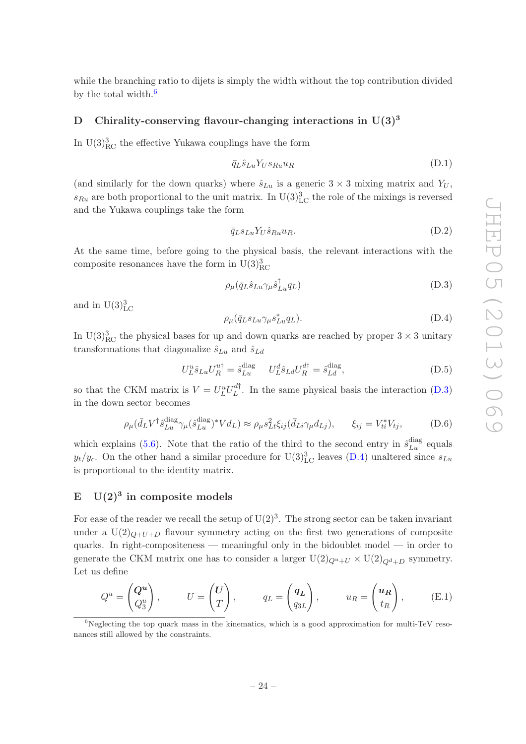while the branching ratio to dijets is simply the width without the top contribution divided by the total width.[6]

## D Chirality-conserving flavour-changing interactions in $\mathrm{U(3)^3}$

In $\mathrm{U(3)^3_{RC}}$ the effective Yukawa couplings have the form

$$\bar{q}_L \hat{s}_{Lu} Y_U s_{Ru} u_R \tag{D.1}$$

(and similarly for the down quarks) where $\hat{s}_{Lu}$ is a generic $3 \times 3$ mixing matrix and $Y_U$, $s_{Ru}$ are both proportional to the unit matrix. In $\mathrm{U(3)^3_{LC}}$ the role of the mixings is reversed and the Yukawa couplings take the form

$$\bar{q}_L s_{Lu} Y_U \hat{s}_{Ru} u_R. \tag{D.2}$$

At the same time, before going to the physical basis, the relevant interactions with the composite resonances have the form in $\mathrm{U(3)^3_{RC}}$

$$\rho_\mu (\bar{q}_L \hat{s}_{Lu} \gamma_\mu \hat{s}^\dagger_{Lu} q_L) \tag{D.3}$$

and in $\mathrm{U(3)^3_{LC}}$

$$\rho_\mu (\bar{q}_L s_{Lu} \gamma_\mu s^*_{Lu} q_L). \tag{D.4}$$

In $\mathrm{U(3)^3_{RC}}$ the physical bases for up and down quarks are reached by proper $3 \times 3$ unitary transformations that diagonalize $\hat{s}_{Lu}$ and $\hat{s}_{Ld}$

$$U^u_L \hat{s}_{Lu} U^{u\dagger}_R = \hat{s}^{\rm diag}_{Lu} \qquad U^d_L \hat{s}_{Ld} U^{d\dagger}_R = \hat{s}^{\rm diag}_{Ld}, \tag{D.5}$$

so that the CKM matrix is $V = U^u_L U^{d\dagger}_L$. In the same physical basis the interaction (D.3) in the down sector becomes

$$\rho_\mu (\bar{d}_L V^\dagger \hat{s}^{\rm diag}_{Lu} \gamma_\mu (\hat{s}^{\rm diag}_{Lu})^* V d_L) \approx \rho_\mu s^2_{Lt} \xi_{ij} (\bar{d}_{Li} \gamma_\mu d_{Lj}), \qquad \xi_{ij} = V^*_{ti} V_{tj}, \tag{D.6}$$

which explains (5.6). Note that the ratio of the third to the second entry in $\hat{s}^{\rm diag}_{Lu}$ equals $y_t/y_c$. On the other hand a similar procedure for $\mathrm{U(3)^3_{LC}}$ leaves (D.4) unaltered since $s_{Lu}$ is proportional to the identity matrix.

## E $\mathrm{U(2)^3}$ in composite models

For ease of the reader we recall the setup of $\mathrm{U(2)^3}$. The strong sector can be taken invariant under a $\mathrm{U(2)}_{Q+U+D}$ flavour symmetry acting on the first two generations of composite quarks. In right-compositeness — meaningful only in the bidoublet model — in order to generate the CKM matrix one has to consider a larger $\mathrm{U(2)}_{Q^u+U} \times \mathrm{U(2)}_{Q^d+D}$ symmetry. Let us define

$$Q^u = \begin{pmatrix} \boldsymbol{Q^u} \\ Q^u_3 \end{pmatrix}, \qquad U = \begin{pmatrix} \boldsymbol{U} \\ T \end{pmatrix}, \qquad q_L = \begin{pmatrix} \boldsymbol{q_L} \\ q_{3L} \end{pmatrix}, \qquad u_R = \begin{pmatrix} \boldsymbol{u_R} \\ t_R \end{pmatrix}, \tag{E.1}$$

[6] Neglecting the top quark mass in the kinematics, which is a good approximation for multi-TeV resonances still allowed by the constraints.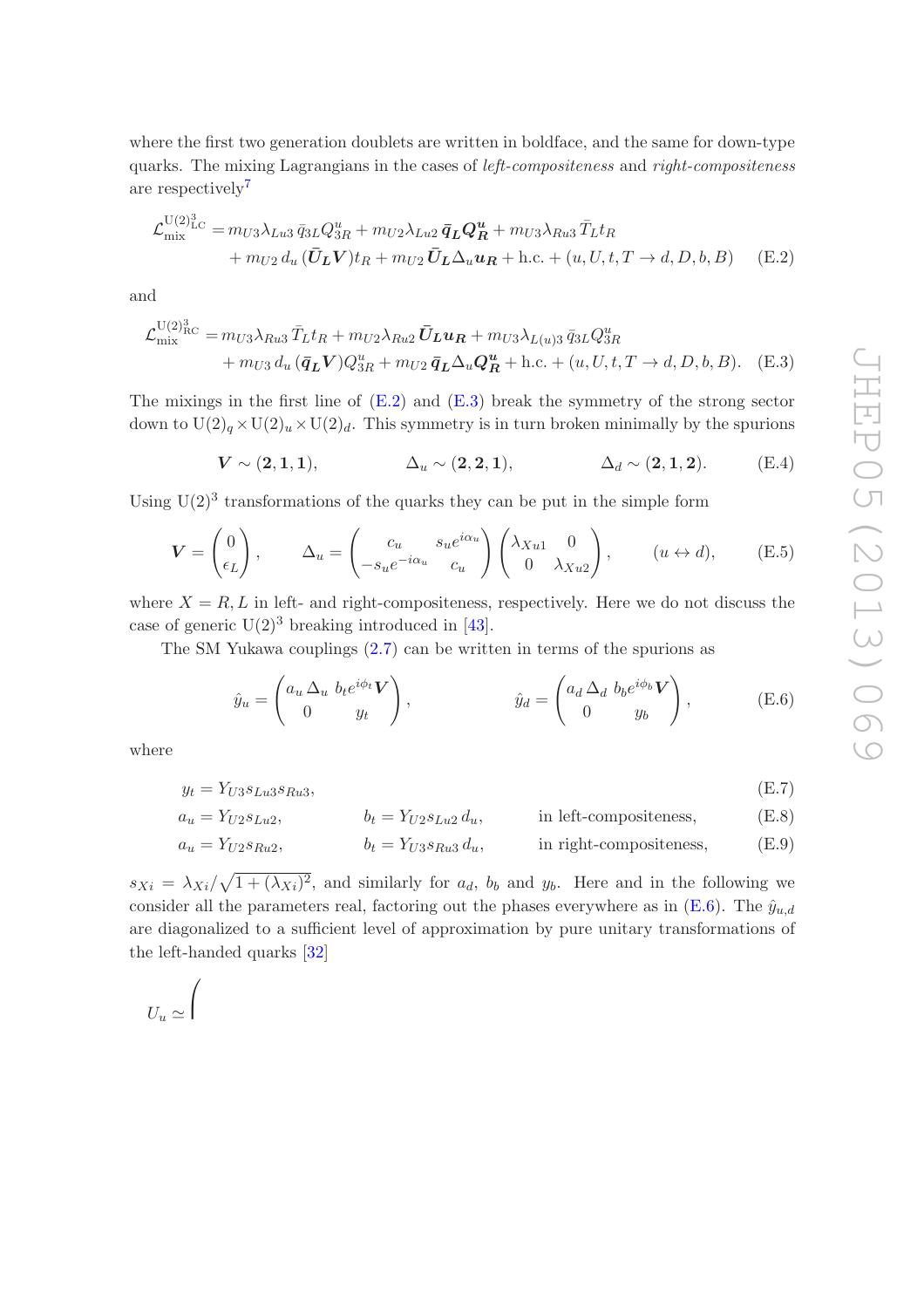where the first two generation doublets are written in boldface, and the same for down-type quarks. The mixing Lagrangians in the cases of *left-compositeness* and *right-compositeness* are respectively[7]

$$
\begin{aligned}
\mathcal{L}_{\text{mix}}^{\text{U(2)}^3_{\text{LC}}} =& \, m_{U3}\lambda_{Lu3}\,\bar{q}_{3L}Q^u_{3R} + m_{U2}\lambda_{Lu2}\,\bar{\boldsymbol{q}}_{\boldsymbol{L}}\boldsymbol{Q}^{\boldsymbol{u}}_{\boldsymbol{R}} + m_{U3}\lambda_{Ru3}\,\bar{T}_L t_R \\
& + m_{U2}\,d_u\,(\bar{\boldsymbol{U}}_{\boldsymbol{L}}\boldsymbol{V})t_R + m_{U2}\,\bar{\boldsymbol{U}}_{\boldsymbol{L}}\Delta_u\boldsymbol{u}_{\boldsymbol{R}} + \text{h.c.} + (u, U, t, T \to d, D, b, B)
\end{aligned}
\tag{E.2}
$$

and

$$
\begin{aligned}
\mathcal{L}_{\text{mix}}^{\text{U(2)}^3_{\text{RC}}} =& \, m_{U3}\lambda_{Ru3}\,\bar{T}_L t_R + m_{U2}\lambda_{Ru2}\,\bar{\boldsymbol{U}}_{\boldsymbol{L}}\boldsymbol{u}_{\boldsymbol{R}} + m_{U3}\lambda_{L(u)3}\,\bar{q}_{3L}Q^u_{3R} \\
& + m_{U3}\,d_u\,(\bar{\boldsymbol{q}}_{\boldsymbol{L}}\boldsymbol{V})Q^u_{3R} + m_{U2}\,\bar{\boldsymbol{q}}_{\boldsymbol{L}}\Delta_u\boldsymbol{Q}^{\boldsymbol{u}}_{\boldsymbol{R}} + \text{h.c.} + (u, U, t, T \to d, D, b, B).
\end{aligned}
\tag{E.3}
$$

The mixings in the first line of (E.2) and (E.3) break the symmetry of the strong sector down to $\text{U}(2)_q \times \text{U}(2)_u \times \text{U}(2)_d$. This symmetry is in turn broken minimally by the spurions

$$
\boldsymbol{V} \sim (\boldsymbol{2}, \boldsymbol{1}, \boldsymbol{1}), \qquad \Delta_u \sim (\boldsymbol{2}, \boldsymbol{2}, \boldsymbol{1}), \qquad \Delta_d \sim (\boldsymbol{2}, \boldsymbol{1}, \boldsymbol{2}). \tag{E.4}
$$

Using $\text{U}(2)^3$ transformations of the quarks they can be put in the simple form

$$
\boldsymbol{V} = \begin{pmatrix} 0 \\ \epsilon_L \end{pmatrix}, \qquad \Delta_u = \begin{pmatrix} c_u & s_u e^{i\alpha_u} \\ -s_u e^{-i\alpha_u} & c_u \end{pmatrix} \begin{pmatrix} \lambda_{Xu1} & 0 \\ 0 & \lambda_{Xu2} \end{pmatrix}, \qquad (u \leftrightarrow d), \tag{E.5}
$$

where $X = R, L$ in left- and right-compositeness, respectively. Here we do not discuss the case of generic $\text{U}(2)^3$ breaking introduced in [43].

The SM Yukawa couplings (2.7) can be written in terms of the spurions as

$$
\hat{y}_u = \begin{pmatrix} a_u\,\Delta_u & b_t e^{i\phi_t}\boldsymbol{V} \\ 0 & y_t \end{pmatrix}, \qquad \hat{y}_d = \begin{pmatrix} a_d\,\Delta_d & b_b e^{i\phi_b}\boldsymbol{V} \\ 0 & y_b \end{pmatrix}, \tag{E.6}
$$

where

$$
y_t = Y_{U3} s_{Lu3} s_{Ru3}, \tag{E.7}
$$

$$
a_u = Y_{U2} s_{Lu2}, \qquad b_t = Y_{U2} s_{Lu2}\, d_u, \qquad \text{in left-compositeness}, \tag{E.8}
$$

$$
a_u = Y_{U2} s_{Ru2}, \qquad b_t = Y_{U3} s_{Ru3}\, d_u, \qquad \text{in right-compositeness}, \tag{E.9}
$$

$s_{Xi} = \lambda_{Xi}/\sqrt{1 + (\lambda_{Xi})^2}$, and similarly for $a_d$, $b_b$ and $y_b$. Here and in the following we consider all the parameters real, factoring out the phases everywhere as in (E.6). The $\hat{y}_{u,d}$ are diagonalized to a sufficient level of approximation by pure unitary transformations of the left-handed quarks [32]

$U_u \simeq \Bigg($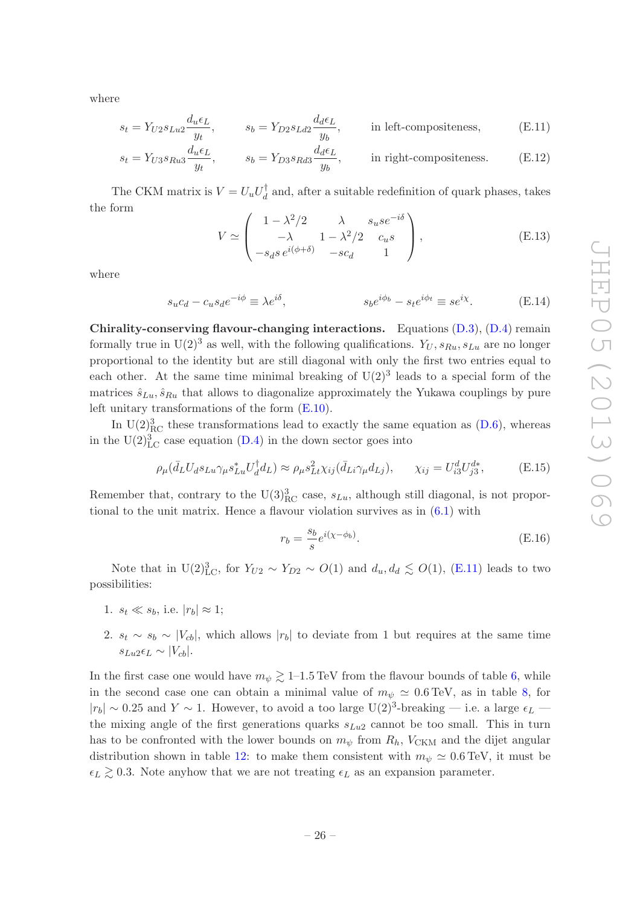where

$$s_t = Y_{U2} s_{Lu2} \frac{d_u \epsilon_L}{y_t}, \qquad s_b = Y_{D2} s_{Ld2} \frac{d_d \epsilon_L}{y_b}, \qquad \text{in left-compositeness,} \tag{E.11}$$

$$s_t = Y_{U3} s_{Ru3} \frac{d_u \epsilon_L}{y_t}, \qquad s_b = Y_{D3} s_{Rd3} \frac{d_d \epsilon_L}{y_b}, \qquad \text{in right-compositeness.} \tag{E.12}$$

The CKM matrix is $V = U_u U_d^\dagger$ and, after a suitable redefinition of quark phases, takes the form

$$V \simeq \begin{pmatrix} 1 - \lambda^2/2 & \lambda & s_u s e^{-i\delta} \\ -\lambda & 1 - \lambda^2/2 & c_u s \\ -s_d s \, e^{i(\phi+\delta)} & -s c_d & 1 \end{pmatrix}, \tag{E.13}$$

where

$$s_u c_d - c_u s_d e^{-i\phi} \equiv \lambda e^{i\delta}, \qquad\qquad s_b e^{i\phi_b} - s_t e^{i\phi_t} \equiv s e^{i\chi}. \tag{E.14}$$

**Chirality-conserving flavour-changing interactions.** Equations (D.3), (D.4) remain formally true in $U(2)^3$ as well, with the following qualifications. $Y_U, s_{Ru}, s_{Lu}$ are no longer proportional to the identity but are still diagonal with only the first two entries equal to each other. At the same time minimal breaking of $U(2)^3$ leads to a special form of the matrices $\hat{s}_{Lu}, \hat{s}_{Ru}$ that allows to diagonalize approximately the Yukawa couplings by pure left unitary transformations of the form (E.10).

In $U(2)^3_{\rm RC}$ these transformations lead to exactly the same equation as (D.6), whereas in the $U(2)^3_{\rm LC}$ case equation (D.4) in the down sector goes into

$$\rho_\mu (\bar{d}_L U_d s_{Lu} \gamma_\mu s_{Lu}^* U_d^\dagger d_L) \approx \rho_\mu s_{Lt}^2 \chi_{ij} (\bar{d}_{Li} \gamma_\mu d_{Lj}), \qquad \chi_{ij} = U_{i3}^d U_{j3}^{d*}, \tag{E.15}$$

Remember that, contrary to the $U(3)^3_{\rm RC}$ case, $s_{Lu}$, although still diagonal, is not proportional to the unit matrix. Hence a flavour violation survives as in (6.1) with

$$r_b = \frac{s_b}{s} e^{i(\chi - \phi_b)}. \tag{E.16}$$

Note that in $U(2)^3_{\rm LC}$, for $Y_{U2} \sim Y_{D2} \sim O(1)$ and $d_u, d_d \lesssim O(1)$, (E.11) leads to two possibilities:

1. $s_t \ll s_b$, i.e. $|r_b| \approx 1$;
2. $s_t \sim s_b \sim |V_{cb}|$, which allows $|r_b|$ to deviate from 1 but requires at the same time $s_{Lu2} \epsilon_L \sim |V_{cb}|$.

In the first case one would have $m_\psi \gtrsim 1$–$1.5$ TeV from the flavour bounds of table 6, while in the second case one can obtain a minimal value of $m_\psi \simeq 0.6$ TeV, as in table 8, for $|r_b| \sim 0.25$ and $Y \sim 1$. However, to avoid a too large $U(2)^3$-breaking — i.e. a large $\epsilon_L$ — the mixing angle of the first generations quarks $s_{Lu2}$ cannot be too small. This in turn has to be confronted with the lower bounds on $m_\psi$ from $R_h$, $V_{\rm CKM}$ and the dijet angular distribution shown in table 12: to make them consistent with $m_\psi \simeq 0.6$ TeV, it must be $\epsilon_L \gtrsim 0.3$. Note anyhow that we are not treating $\epsilon_L$ as an expansion parameter.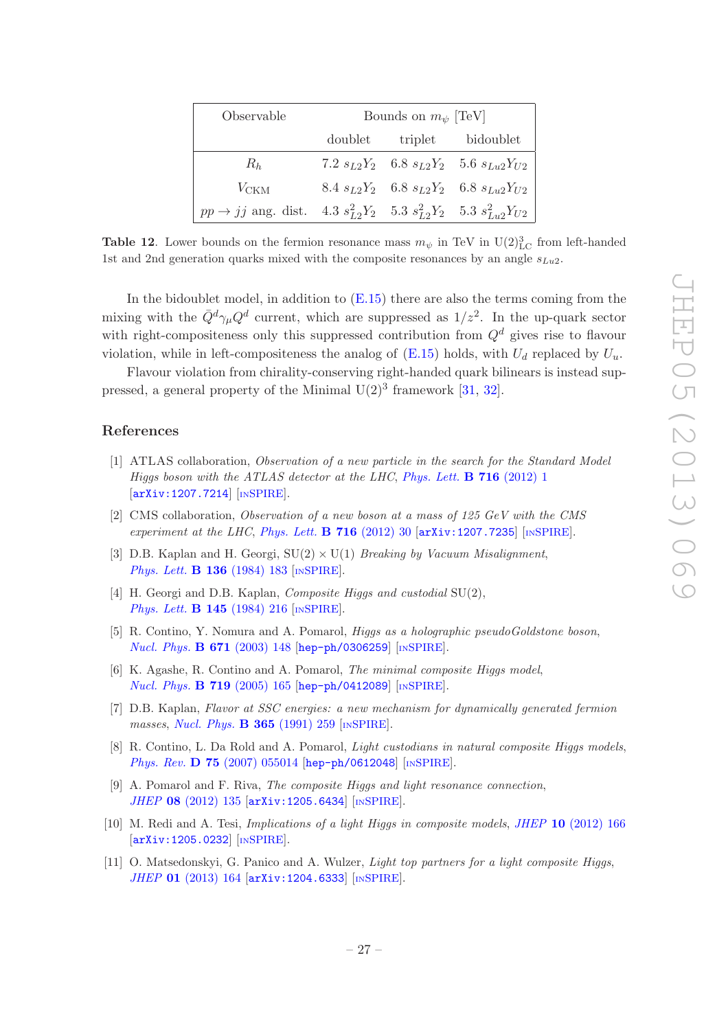| Observable | Bounds on $m_\psi$ [TeV] | | |
|---|---|---|---|
| | doublet | triplet | bidoublet |
| $R_h$ | $7.2\ s_{L2}Y_2$ | $6.8\ s_{L2}Y_2$ | $5.6\ s_{Lu2}Y_{U2}$ |
| $V_{\rm CKM}$ | $8.4\ s_{L2}Y_2$ | $6.8\ s_{L2}Y_2$ | $6.8\ s_{Lu2}Y_{U2}$ |
| $pp \to jj$ ang. dist. | $4.3\ s_{L2}^2 Y_2$ | $5.3\ s_{L2}^2 Y_2$ | $5.3\ s_{Lu2}^2 Y_{U2}$ |

**Table 12**. Lower bounds on the fermion resonance mass $m_\psi$ in TeV in $\mathrm{U}(2)^3_{\rm LC}$ from left-handed 1st and 2nd generation quarks mixed with the composite resonances by an angle $s_{Lu2}$.

In the bidoublet model, in addition to (E.15) there are also the terms coming from the mixing with the $\bar{Q}^d\gamma_\mu Q^d$ current, which are suppressed as $1/z^2$. In the up-quark sector with right-compositeness only this suppressed contribution from $Q^d$ gives rise to flavour violation, while in left-compositeness the analog of (E.15) holds, with $U_d$ replaced by $U_u$.

Flavour violation from chirality-conserving right-handed quark bilinears is instead suppressed, a general property of the Minimal $\mathrm{U}(2)^3$ framework [31, 32].

## References

[1] ATLAS collaboration, *Observation of a new particle in the search for the Standard Model Higgs boson with the ATLAS detector at the LHC*, *Phys. Lett.* **B 716** (2012) 1 [arXiv:1207.7214] [INSPIRE].

[2] CMS collaboration, *Observation of a new boson at a mass of 125 GeV with the CMS experiment at the LHC*, *Phys. Lett.* **B 716** (2012) 30 [arXiv:1207.7235] [INSPIRE].

[3] D.B. Kaplan and H. Georgi, $\mathrm{SU}(2) \times \mathrm{U}(1)$ *Breaking by Vacuum Misalignment*, *Phys. Lett.* **B 136** (1984) 183 [INSPIRE].

[4] H. Georgi and D.B. Kaplan, *Composite Higgs and custodial* $\mathrm{SU}(2)$, *Phys. Lett.* **B 145** (1984) 216 [INSPIRE].

[5] R. Contino, Y. Nomura and A. Pomarol, *Higgs as a holographic pseudoGoldstone boson*, *Nucl. Phys.* **B 671** (2003) 148 [hep-ph/0306259] [INSPIRE].

[6] K. Agashe, R. Contino and A. Pomarol, *The minimal composite Higgs model*, *Nucl. Phys.* **B 719** (2005) 165 [hep-ph/0412089] [INSPIRE].

[7] D.B. Kaplan, *Flavor at SSC energies: a new mechanism for dynamically generated fermion masses*, *Nucl. Phys.* **B 365** (1991) 259 [INSPIRE].

[8] R. Contino, L. Da Rold and A. Pomarol, *Light custodians in natural composite Higgs models*, *Phys. Rev.* **D 75** (2007) 055014 [hep-ph/0612048] [INSPIRE].

[9] A. Pomarol and F. Riva, *The composite Higgs and light resonance connection*, *JHEP* **08** (2012) 135 [arXiv:1205.6434] [INSPIRE].

[10] M. Redi and A. Tesi, *Implications of a light Higgs in composite models*, *JHEP* **10** (2012) 166 [arXiv:1205.0232] [INSPIRE].

[11] O. Matsedonskyi, G. Panico and A. Wulzer, *Light top partners for a light composite Higgs*, *JHEP* **01** (2013) 164 [arXiv:1204.6333] [INSPIRE].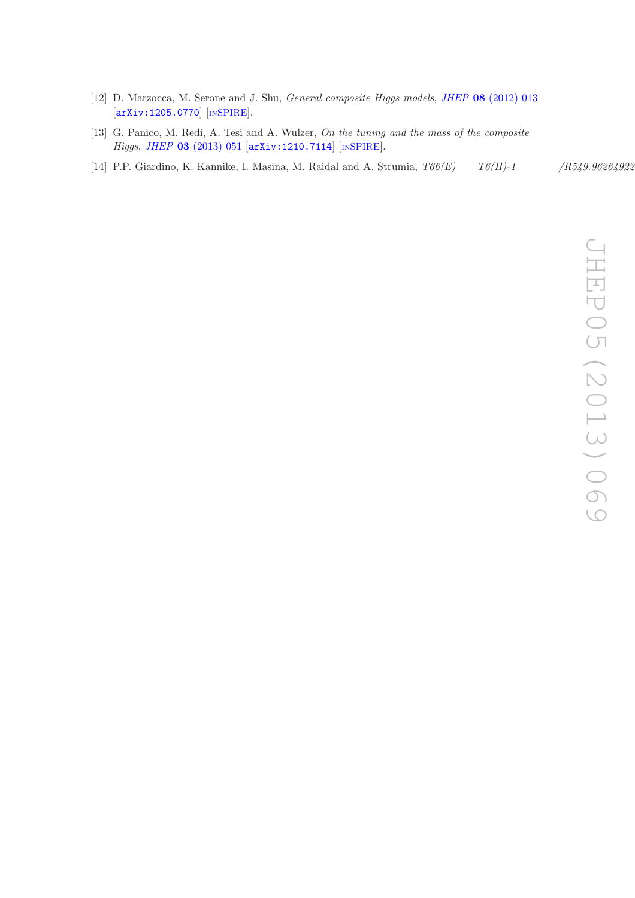[12] D. Marzocca, M. Serone and J. Shu, *General composite Higgs models*, *JHEP* **08** (2012) 013 [arXiv:1205.0770] [INSPIRE].

[13] G. Panico, M. Redi, A. Tesi and A. Wulzer, *On the tuning and the mass of the composite Higgs*, *JHEP* **03** (2013) 051 [arXiv:1210.7114] [INSPIRE].

[14] P.P. Giardino, K. Kannike, I. Masina, M. Raidal and A. Strumia, *T66(E)* *T6(H)-1* */R549.96264922*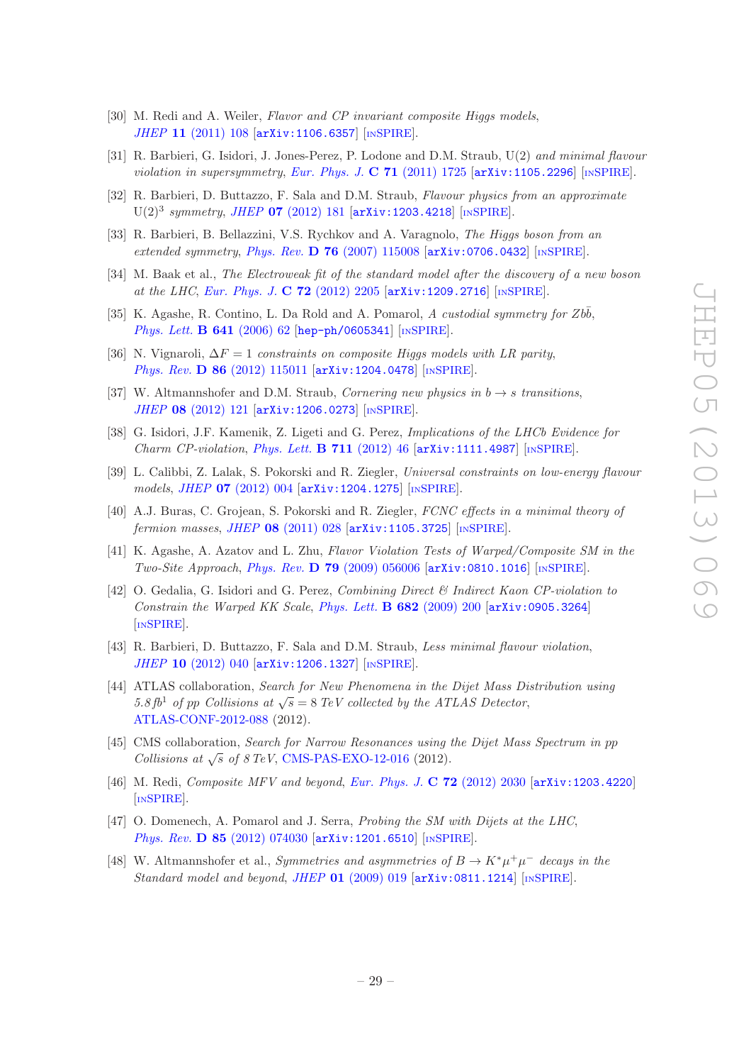[30] M. Redi and A. Weiler, *Flavor and CP invariant composite Higgs models*, *JHEP* **11** (2011) 108 [arXiv:1106.6357] [INSPIRE].

[31] R. Barbieri, G. Isidori, J. Jones-Perez, P. Lodone and D.M. Straub, U(2) *and minimal flavour violation in supersymmetry*, *Eur. Phys. J.* **C 71** (2011) 1725 [arXiv:1105.2296] [INSPIRE].

[32] R. Barbieri, D. Buttazzo, F. Sala and D.M. Straub, *Flavour physics from an approximate* $U(2)^3$ *symmetry*, *JHEP* **07** (2012) 181 [arXiv:1203.4218] [INSPIRE].

[33] R. Barbieri, B. Bellazzini, V.S. Rychkov and A. Varagnolo, *The Higgs boson from an extended symmetry*, *Phys. Rev.* **D 76** (2007) 115008 [arXiv:0706.0432] [INSPIRE].

[34] M. Baak et al., *The Electroweak fit of the standard model after the discovery of a new boson at the LHC*, *Eur. Phys. J.* **C 72** (2012) 2205 [arXiv:1209.2716] [INSPIRE].

[35] K. Agashe, R. Contino, L. Da Rold and A. Pomarol, *A custodial symmetry for* $Zb\bar{b}$, *Phys. Lett.* **B 641** (2006) 62 [hep-ph/0605341] [INSPIRE].

[36] N. Vignaroli, $\Delta F = 1$ *constraints on composite Higgs models with LR parity*, *Phys. Rev.* **D 86** (2012) 115011 [arXiv:1204.0478] [INSPIRE].

[37] W. Altmannshofer and D.M. Straub, *Cornering new physics in* $b \to s$ *transitions*, *JHEP* **08** (2012) 121 [arXiv:1206.0273] [INSPIRE].

[38] G. Isidori, J.F. Kamenik, Z. Ligeti and G. Perez, *Implications of the LHCb Evidence for Charm CP-violation*, *Phys. Lett.* **B 711** (2012) 46 [arXiv:1111.4987] [INSPIRE].

[39] L. Calibbi, Z. Lalak, S. Pokorski and R. Ziegler, *Universal constraints on low-energy flavour models*, *JHEP* **07** (2012) 004 [arXiv:1204.1275] [INSPIRE].

[40] A.J. Buras, C. Grojean, S. Pokorski and R. Ziegler, *FCNC effects in a minimal theory of fermion masses*, *JHEP* **08** (2011) 028 [arXiv:1105.3725] [INSPIRE].

[41] K. Agashe, A. Azatov and L. Zhu, *Flavor Violation Tests of Warped/Composite SM in the Two-Site Approach*, *Phys. Rev.* **D 79** (2009) 056006 [arXiv:0810.1016] [INSPIRE].

[42] O. Gedalia, G. Isidori and G. Perez, *Combining Direct & Indirect Kaon CP-violation to Constrain the Warped KK Scale*, *Phys. Lett.* **B 682** (2009) 200 [arXiv:0905.3264] [INSPIRE].

[43] R. Barbieri, D. Buttazzo, F. Sala and D.M. Straub, *Less minimal flavour violation*, *JHEP* **10** (2012) 040 [arXiv:1206.1327] [INSPIRE].

[44] ATLAS collaboration, *Search for New Phenomena in the Dijet Mass Distribution using* $5.8\,fb^{1}$ *of pp Collisions at* $\sqrt{s} = 8$ *TeV collected by the ATLAS Detector*, ATLAS-CONF-2012-088 (2012).

[45] CMS collaboration, *Search for Narrow Resonances using the Dijet Mass Spectrum in pp Collisions at* $\sqrt{s}$ *of 8 TeV*, CMS-PAS-EXO-12-016 (2012).

[46] M. Redi, *Composite MFV and beyond*, *Eur. Phys. J.* **C 72** (2012) 2030 [arXiv:1203.4220] [INSPIRE].

[47] O. Domenech, A. Pomarol and J. Serra, *Probing the SM with Dijets at the LHC*, *Phys. Rev.* **D 85** (2012) 074030 [arXiv:1201.6510] [INSPIRE].

[48] W. Altmannshofer et al., *Symmetries and asymmetries of* $B \to K^* \mu^+ \mu^-$ *decays in the Standard model and beyond*, *JHEP* **01** (2009) 019 [arXiv:0811.1214] [INSPIRE].